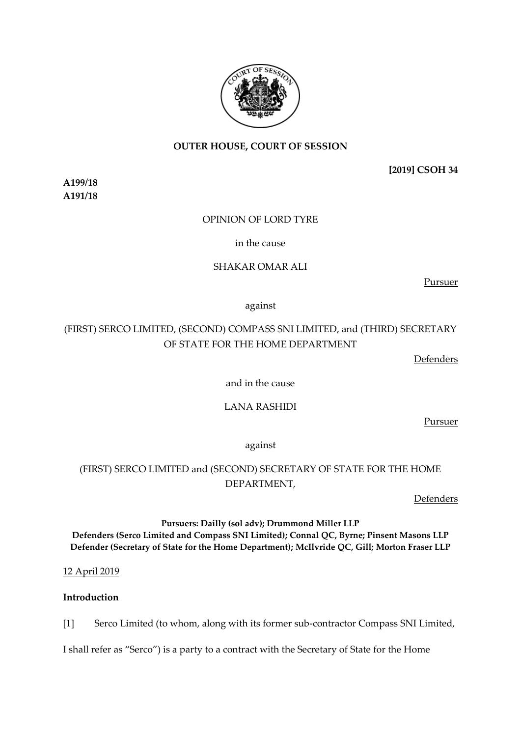**OUTER HOUSE, COURT OF SESSION**

**[2019] CSOH 34**

**A199/18**
**A191/18**

OPINION OF LORD TYRE

in the cause

SHAKAR OMAR ALI

Pursuer

against

(FIRST) SERCO LIMITED, (SECOND) COMPASS SNI LIMITED, and (THIRD) SECRETARY OF STATE FOR THE HOME DEPARTMENT

Defenders

and in the cause

LANA RASHIDI

Pursuer

against

(FIRST) SERCO LIMITED and (SECOND) SECRETARY OF STATE FOR THE HOME DEPARTMENT,

Defenders

**Pursuers: Dailly (sol adv); Drummond Miller LLP**
**Defenders (Serco Limited and Compass SNI Limited); Connal QC, Byrne; Pinsent Masons LLP**
**Defender (Secretary of State for the Home Department); McIlvride QC, Gill; Morton Fraser LLP**

12 April 2019

## Introduction

[1] Serco Limited (to whom, along with its former sub-contractor Compass SNI Limited, I shall refer as "Serco") is a party to a contract with the Secretary of State for the Home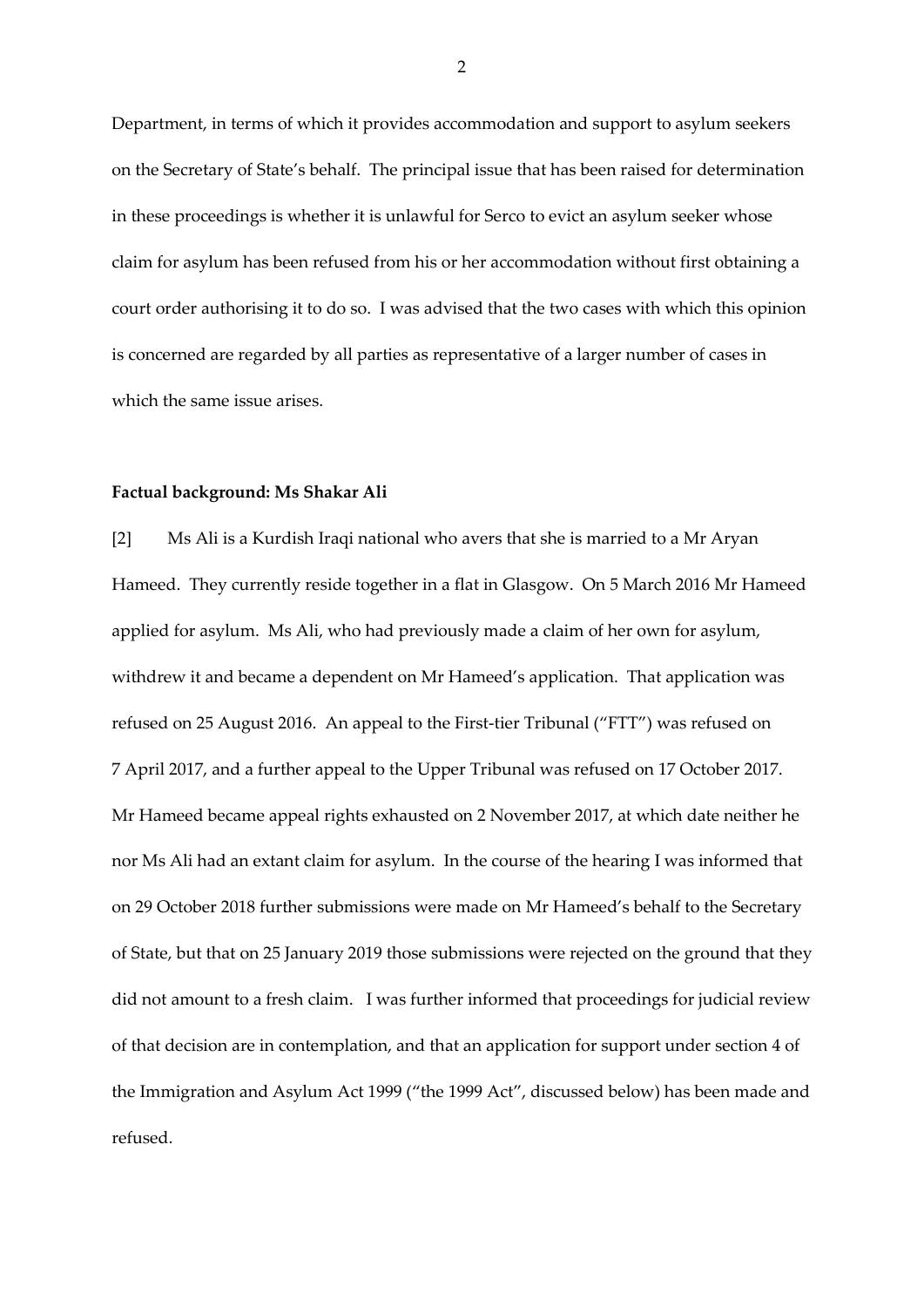Department, in terms of which it provides accommodation and support to asylum seekers on the Secretary of State's behalf. The principal issue that has been raised for determination in these proceedings is whether it is unlawful for Serco to evict an asylum seeker whose claim for asylum has been refused from his or her accommodation without first obtaining a court order authorising it to do so. I was advised that the two cases with which this opinion is concerned are regarded by all parties as representative of a larger number of cases in which the same issue arises.

**Factual background: Ms Shakar Ali**

[2] Ms Ali is a Kurdish Iraqi national who avers that she is married to a Mr Aryan Hameed. They currently reside together in a flat in Glasgow. On 5 March 2016 Mr Hameed applied for asylum. Ms Ali, who had previously made a claim of her own for asylum, withdrew it and became a dependent on Mr Hameed's application. That application was refused on 25 August 2016. An appeal to the First-tier Tribunal ("FTT") was refused on 7 April 2017, and a further appeal to the Upper Tribunal was refused on 17 October 2017. Mr Hameed became appeal rights exhausted on 2 November 2017, at which date neither he nor Ms Ali had an extant claim for asylum. In the course of the hearing I was informed that on 29 October 2018 further submissions were made on Mr Hameed's behalf to the Secretary of State, but that on 25 January 2019 those submissions were rejected on the ground that they did not amount to a fresh claim. I was further informed that proceedings for judicial review of that decision are in contemplation, and that an application for support under section 4 of the Immigration and Asylum Act 1999 ("the 1999 Act", discussed below) has been made and refused.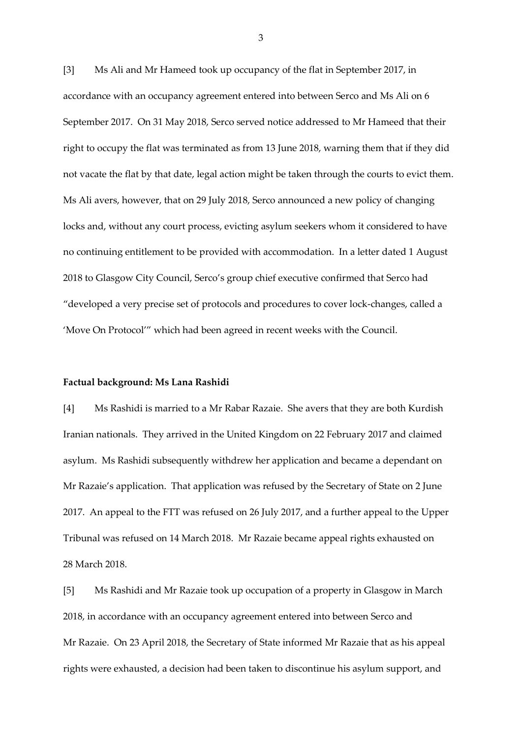[3] Ms Ali and Mr Hameed took up occupancy of the flat in September 2017, in accordance with an occupancy agreement entered into between Serco and Ms Ali on 6 September 2017. On 31 May 2018, Serco served notice addressed to Mr Hameed that their right to occupy the flat was terminated as from 13 June 2018, warning them that if they did not vacate the flat by that date, legal action might be taken through the courts to evict them. Ms Ali avers, however, that on 29 July 2018, Serco announced a new policy of changing locks and, without any court process, evicting asylum seekers whom it considered to have no continuing entitlement to be provided with accommodation. In a letter dated 1 August 2018 to Glasgow City Council, Serco's group chief executive confirmed that Serco had "developed a very precise set of protocols and procedures to cover lock-changes, called a 'Move On Protocol'" which had been agreed in recent weeks with the Council.

**Factual background: Ms Lana Rashidi**

[4] Ms Rashidi is married to a Mr Rabar Razaie. She avers that they are both Kurdish Iranian nationals. They arrived in the United Kingdom on 22 February 2017 and claimed asylum. Ms Rashidi subsequently withdrew her application and became a dependant on Mr Razaie's application. That application was refused by the Secretary of State on 2 June 2017. An appeal to the FTT was refused on 26 July 2017, and a further appeal to the Upper Tribunal was refused on 14 March 2018. Mr Razaie became appeal rights exhausted on 28 March 2018.

[5] Ms Rashidi and Mr Razaie took up occupation of a property in Glasgow in March 2018, in accordance with an occupancy agreement entered into between Serco and Mr Razaie. On 23 April 2018, the Secretary of State informed Mr Razaie that as his appeal rights were exhausted, a decision had been taken to discontinue his asylum support, and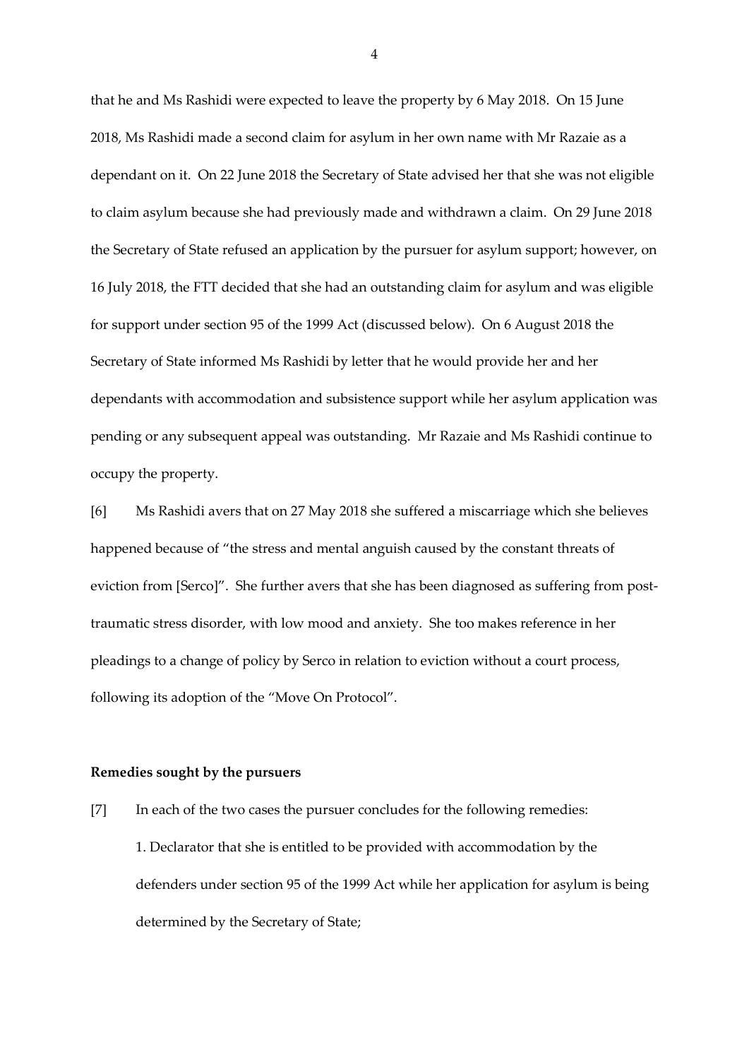that he and Ms Rashidi were expected to leave the property by 6 May 2018. On 15 June 2018, Ms Rashidi made a second claim for asylum in her own name with Mr Razaie as a dependant on it. On 22 June 2018 the Secretary of State advised her that she was not eligible to claim asylum because she had previously made and withdrawn a claim. On 29 June 2018 the Secretary of State refused an application by the pursuer for asylum support; however, on 16 July 2018, the FTT decided that she had an outstanding claim for asylum and was eligible for support under section 95 of the 1999 Act (discussed below). On 6 August 2018 the Secretary of State informed Ms Rashidi by letter that he would provide her and her dependants with accommodation and subsistence support while her asylum application was pending or any subsequent appeal was outstanding. Mr Razaie and Ms Rashidi continue to occupy the property.

[6] Ms Rashidi avers that on 27 May 2018 she suffered a miscarriage which she believes happened because of "the stress and mental anguish caused by the constant threats of eviction from [Serco]". She further avers that she has been diagnosed as suffering from post-traumatic stress disorder, with low mood and anxiety. She too makes reference in her pleadings to a change of policy by Serco in relation to eviction without a court process, following its adoption of the "Move On Protocol".

**Remedies sought by the pursuers**

[7] In each of the two cases the pursuer concludes for the following remedies:

1. Declarator that she is entitled to be provided with accommodation by the defenders under section 95 of the 1999 Act while her application for asylum is being determined by the Secretary of State;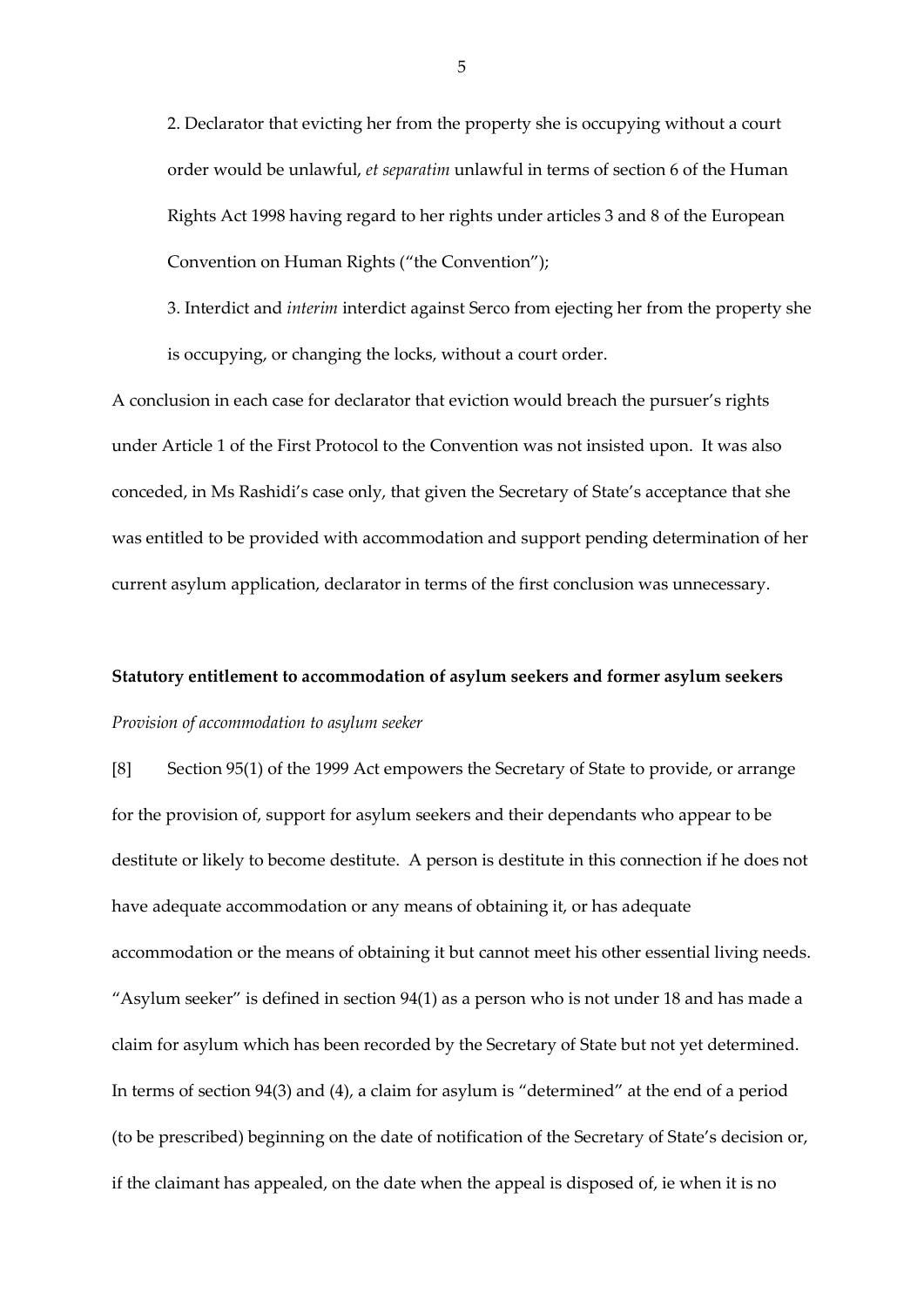2. Declarator that evicting her from the property she is occupying without a court order would be unlawful, *et separatim* unlawful in terms of section 6 of the Human Rights Act 1998 having regard to her rights under articles 3 and 8 of the European Convention on Human Rights ("the Convention");

3. Interdict and *interim* interdict against Serco from ejecting her from the property she is occupying, or changing the locks, without a court order.

A conclusion in each case for declarator that eviction would breach the pursuer's rights under Article 1 of the First Protocol to the Convention was not insisted upon. It was also conceded, in Ms Rashidi's case only, that given the Secretary of State's acceptance that she was entitled to be provided with accommodation and support pending determination of her current asylum application, declarator in terms of the first conclusion was unnecessary.

**Statutory entitlement to accommodation of asylum seekers and former asylum seekers**

*Provision of accommodation to asylum seeker*

[8] Section 95(1) of the 1999 Act empowers the Secretary of State to provide, or arrange for the provision of, support for asylum seekers and their dependants who appear to be destitute or likely to become destitute. A person is destitute in this connection if he does not have adequate accommodation or any means of obtaining it, or has adequate accommodation or the means of obtaining it but cannot meet his other essential living needs. "Asylum seeker" is defined in section 94(1) as a person who is not under 18 and has made a claim for asylum which has been recorded by the Secretary of State but not yet determined. In terms of section 94(3) and (4), a claim for asylum is "determined" at the end of a period (to be prescribed) beginning on the date of notification of the Secretary of State's decision or, if the claimant has appealed, on the date when the appeal is disposed of, ie when it is no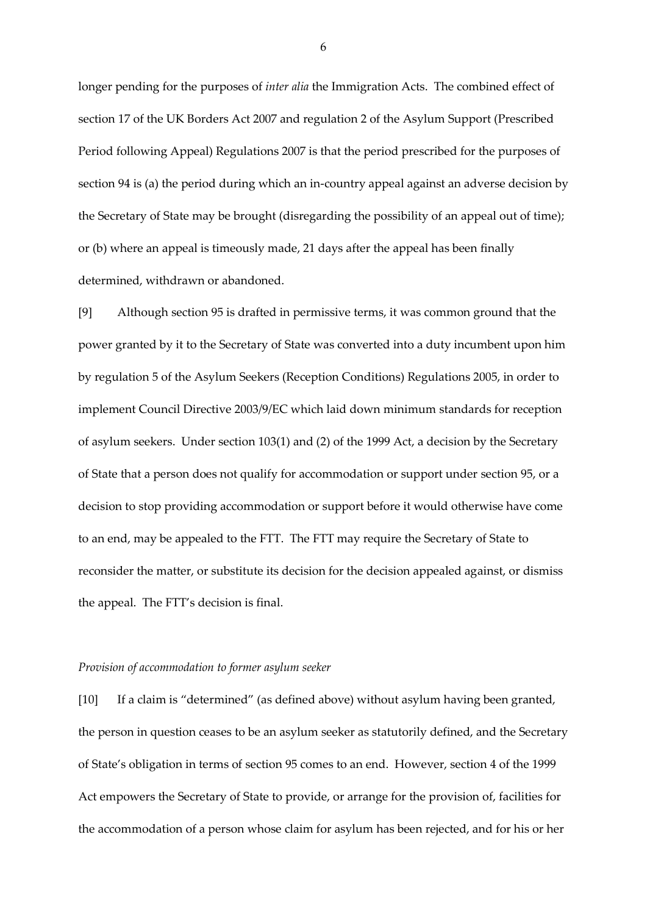longer pending for the purposes of *inter alia* the Immigration Acts. The combined effect of section 17 of the UK Borders Act 2007 and regulation 2 of the Asylum Support (Prescribed Period following Appeal) Regulations 2007 is that the period prescribed for the purposes of section 94 is (a) the period during which an in-country appeal against an adverse decision by the Secretary of State may be brought (disregarding the possibility of an appeal out of time); or (b) where an appeal is timeously made, 21 days after the appeal has been finally determined, withdrawn or abandoned.

[9] Although section 95 is drafted in permissive terms, it was common ground that the power granted by it to the Secretary of State was converted into a duty incumbent upon him by regulation 5 of the Asylum Seekers (Reception Conditions) Regulations 2005, in order to implement Council Directive 2003/9/EC which laid down minimum standards for reception of asylum seekers. Under section 103(1) and (2) of the 1999 Act, a decision by the Secretary of State that a person does not qualify for accommodation or support under section 95, or a decision to stop providing accommodation or support before it would otherwise have come to an end, may be appealed to the FTT. The FTT may require the Secretary of State to reconsider the matter, or substitute its decision for the decision appealed against, or dismiss the appeal. The FTT's decision is final.

*Provision of accommodation to former asylum seeker*

[10] If a claim is "determined" (as defined above) without asylum having been granted, the person in question ceases to be an asylum seeker as statutorily defined, and the Secretary of State's obligation in terms of section 95 comes to an end. However, section 4 of the 1999 Act empowers the Secretary of State to provide, or arrange for the provision of, facilities for the accommodation of a person whose claim for asylum has been rejected, and for his or her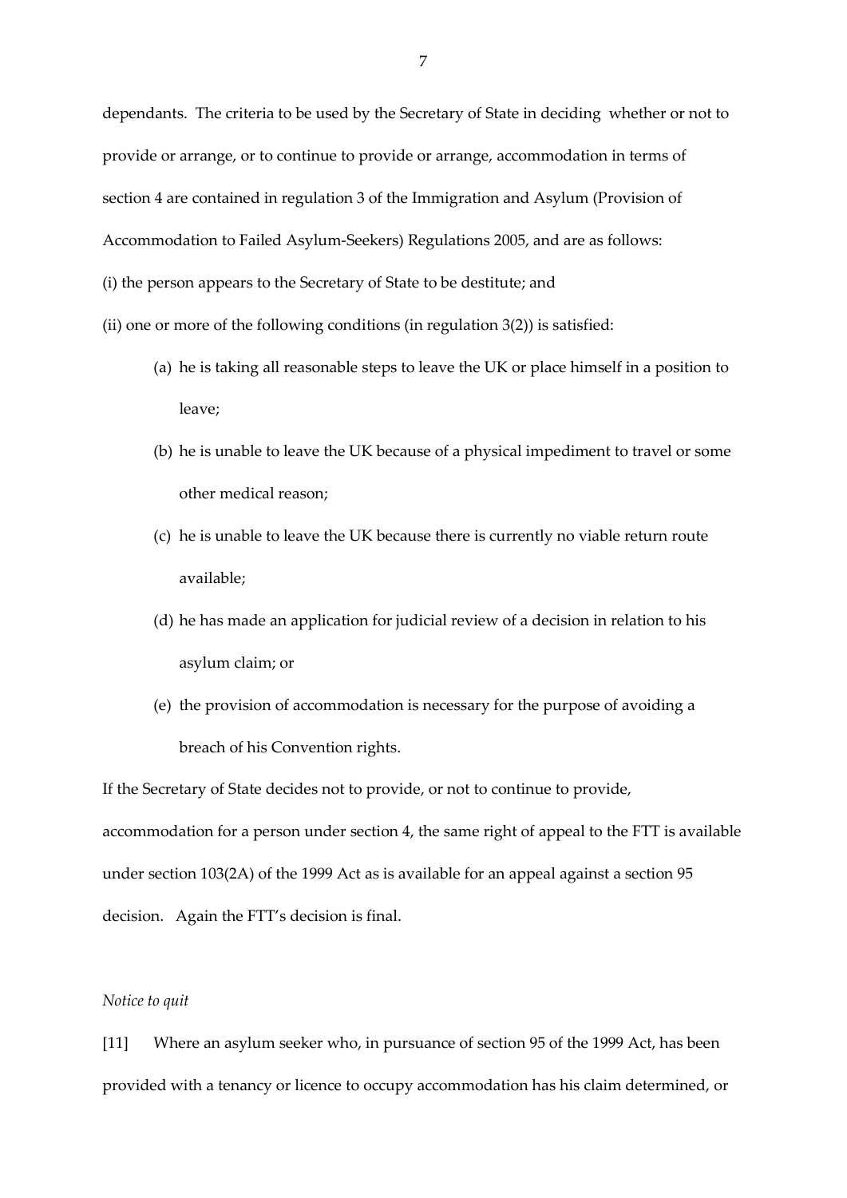dependants. The criteria to be used by the Secretary of State in deciding whether or not to provide or arrange, or to continue to provide or arrange, accommodation in terms of section 4 are contained in regulation 3 of the Immigration and Asylum (Provision of Accommodation to Failed Asylum-Seekers) Regulations 2005, and are as follows:

(i) the person appears to the Secretary of State to be destitute; and

(ii) one or more of the following conditions (in regulation 3(2)) is satisfied:

(a) he is taking all reasonable steps to leave the UK or place himself in a position to leave;

(b) he is unable to leave the UK because of a physical impediment to travel or some other medical reason;

(c) he is unable to leave the UK because there is currently no viable return route available;

(d) he has made an application for judicial review of a decision in relation to his asylum claim; or

(e) the provision of accommodation is necessary for the purpose of avoiding a breach of his Convention rights.

If the Secretary of State decides not to provide, or not to continue to provide, accommodation for a person under section 4, the same right of appeal to the FTT is available under section 103(2A) of the 1999 Act as is available for an appeal against a section 95 decision. Again the FTT's decision is final.

*Notice to quit*

[11] Where an asylum seeker who, in pursuance of section 95 of the 1999 Act, has been provided with a tenancy or licence to occupy accommodation has his claim determined, or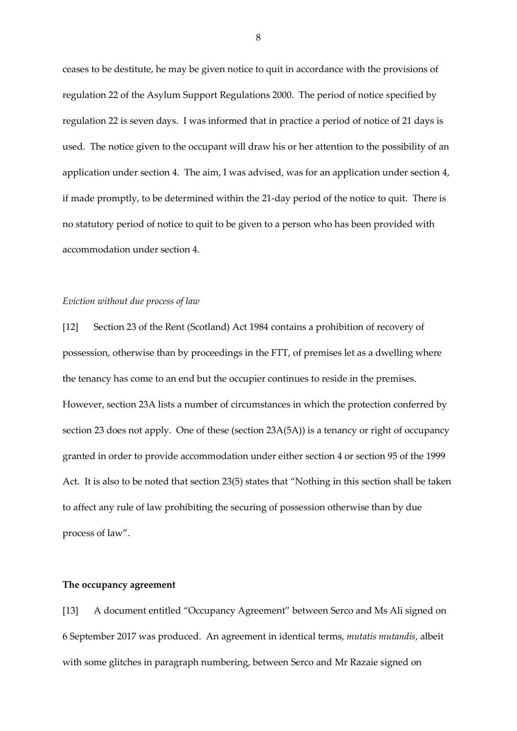ceases to be destitute, he may be given notice to quit in accordance with the provisions of regulation 22 of the Asylum Support Regulations 2000. The period of notice specified by regulation 22 is seven days. I was informed that in practice a period of notice of 21 days is used. The notice given to the occupant will draw his or her attention to the possibility of an application under section 4. The aim, I was advised, was for an application under section 4, if made promptly, to be determined within the 21-day period of the notice to quit. There is no statutory period of notice to quit to be given to a person who has been provided with accommodation under section 4.

*Eviction without due process of law*

[12] Section 23 of the Rent (Scotland) Act 1984 contains a prohibition of recovery of possession, otherwise than by proceedings in the FTT, of premises let as a dwelling where the tenancy has come to an end but the occupier continues to reside in the premises. However, section 23A lists a number of circumstances in which the protection conferred by section 23 does not apply. One of these (section 23A(5A)) is a tenancy or right of occupancy granted in order to provide accommodation under either section 4 or section 95 of the 1999 Act. It is also to be noted that section 23(5) states that "Nothing in this section shall be taken to affect any rule of law prohibiting the securing of possession otherwise than by due process of law".

**The occupancy agreement**

[13] A document entitled "Occupancy Agreement" between Serco and Ms Ali signed on 6 September 2017 was produced. An agreement in identical terms, *mutatis mutandis*, albeit with some glitches in paragraph numbering, between Serco and Mr Razaie signed on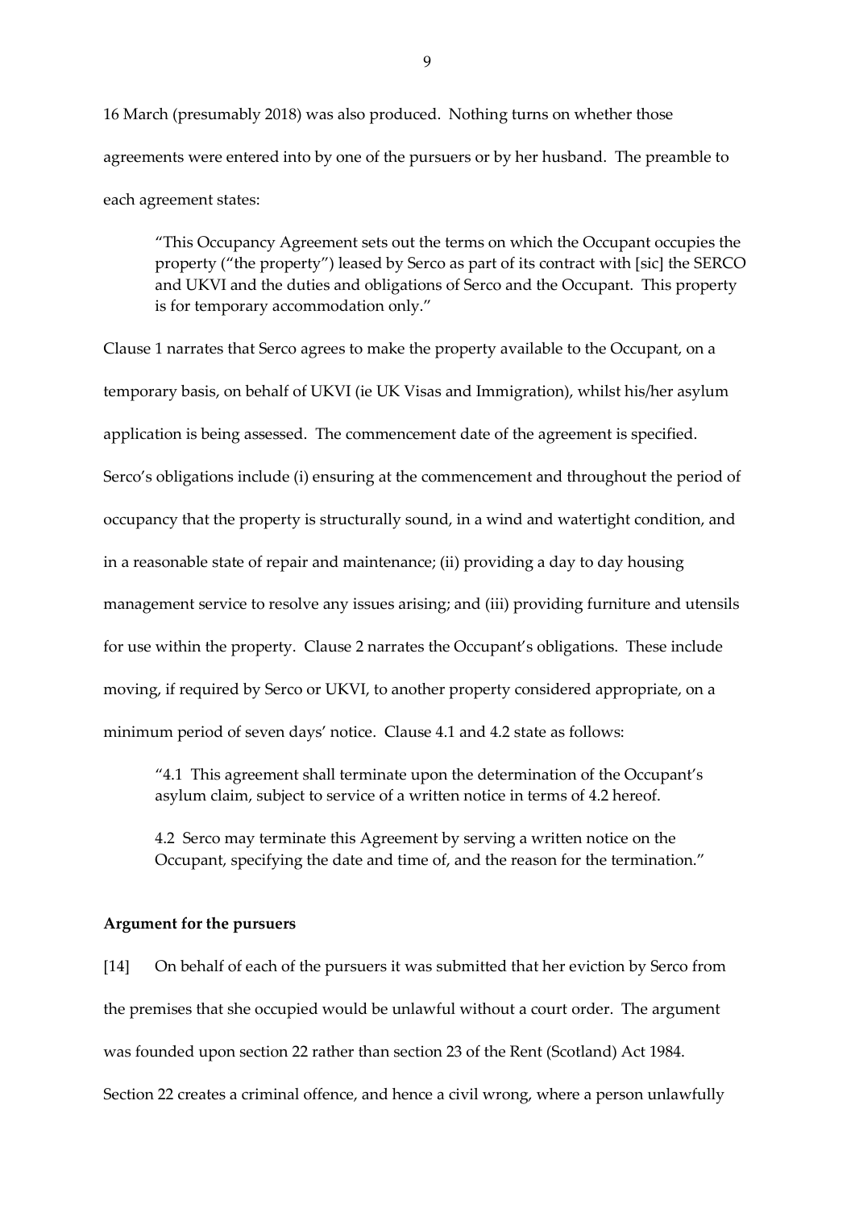16 March (presumably 2018) was also produced. Nothing turns on whether those agreements were entered into by one of the pursuers or by her husband. The preamble to each agreement states:

> "This Occupancy Agreement sets out the terms on which the Occupant occupies the property ("the property") leased by Serco as part of its contract with [sic] the SERCO and UKVI and the duties and obligations of Serco and the Occupant. This property is for temporary accommodation only."

Clause 1 narrates that Serco agrees to make the property available to the Occupant, on a temporary basis, on behalf of UKVI (ie UK Visas and Immigration), whilst his/her asylum application is being assessed. The commencement date of the agreement is specified. Serco's obligations include (i) ensuring at the commencement and throughout the period of occupancy that the property is structurally sound, in a wind and watertight condition, and in a reasonable state of repair and maintenance; (ii) providing a day to day housing management service to resolve any issues arising; and (iii) providing furniture and utensils for use within the property. Clause 2 narrates the Occupant's obligations. These include moving, if required by Serco or UKVI, to another property considered appropriate, on a minimum period of seven days' notice. Clause 4.1 and 4.2 state as follows:

> "4.1 This agreement shall terminate upon the determination of the Occupant's asylum claim, subject to service of a written notice in terms of 4.2 hereof.
>
> 4.2 Serco may terminate this Agreement by serving a written notice on the Occupant, specifying the date and time of, and the reason for the termination."

**Argument for the pursuers**

[14] On behalf of each of the pursuers it was submitted that her eviction by Serco from the premises that she occupied would be unlawful without a court order. The argument was founded upon section 22 rather than section 23 of the Rent (Scotland) Act 1984. Section 22 creates a criminal offence, and hence a civil wrong, where a person unlawfully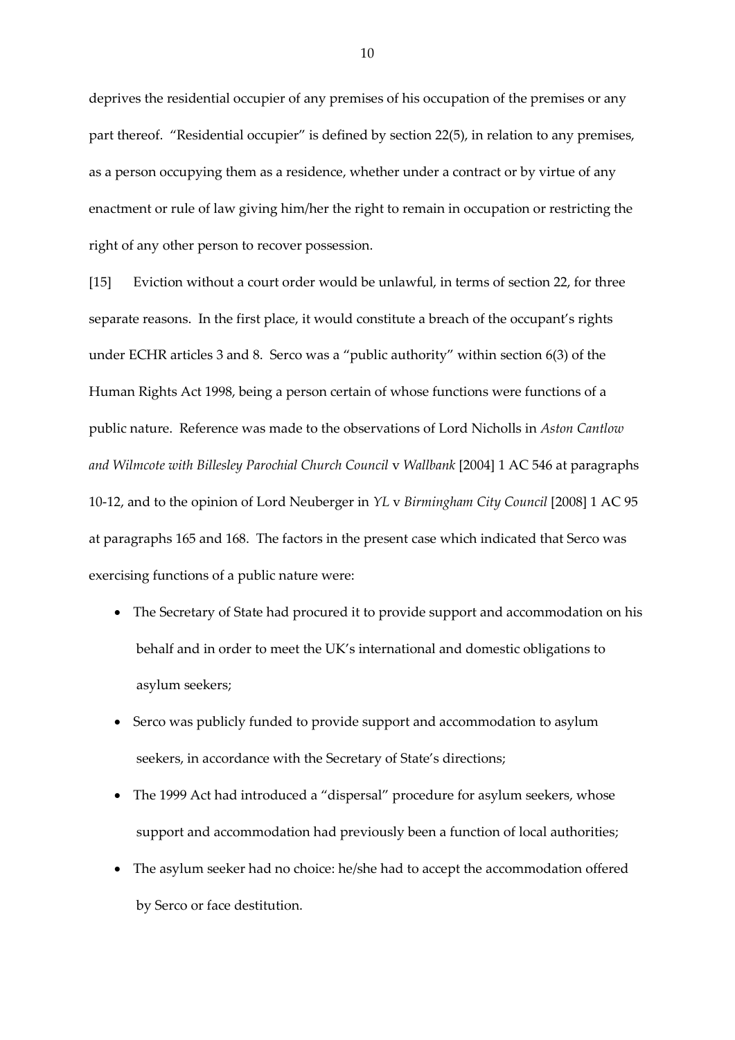deprives the residential occupier of any premises of his occupation of the premises or any part thereof. "Residential occupier" is defined by section 22(5), in relation to any premises, as a person occupying them as a residence, whether under a contract or by virtue of any enactment or rule of law giving him/her the right to remain in occupation or restricting the right of any other person to recover possession.

[15] Eviction without a court order would be unlawful, in terms of section 22, for three separate reasons. In the first place, it would constitute a breach of the occupant's rights under ECHR articles 3 and 8. Serco was a "public authority" within section 6(3) of the Human Rights Act 1998, being a person certain of whose functions were functions of a public nature. Reference was made to the observations of Lord Nicholls in *Aston Cantlow and Wilmcote with Billesley Parochial Church Council* v *Wallbank* [2004] 1 AC 546 at paragraphs 10-12, and to the opinion of Lord Neuberger in *YL* v *Birmingham City Council* [2008] 1 AC 95 at paragraphs 165 and 168. The factors in the present case which indicated that Serco was exercising functions of a public nature were:

- The Secretary of State had procured it to provide support and accommodation on his behalf and in order to meet the UK's international and domestic obligations to asylum seekers;
- Serco was publicly funded to provide support and accommodation to asylum seekers, in accordance with the Secretary of State's directions;
- The 1999 Act had introduced a "dispersal" procedure for asylum seekers, whose support and accommodation had previously been a function of local authorities;
- The asylum seeker had no choice: he/she had to accept the accommodation offered by Serco or face destitution.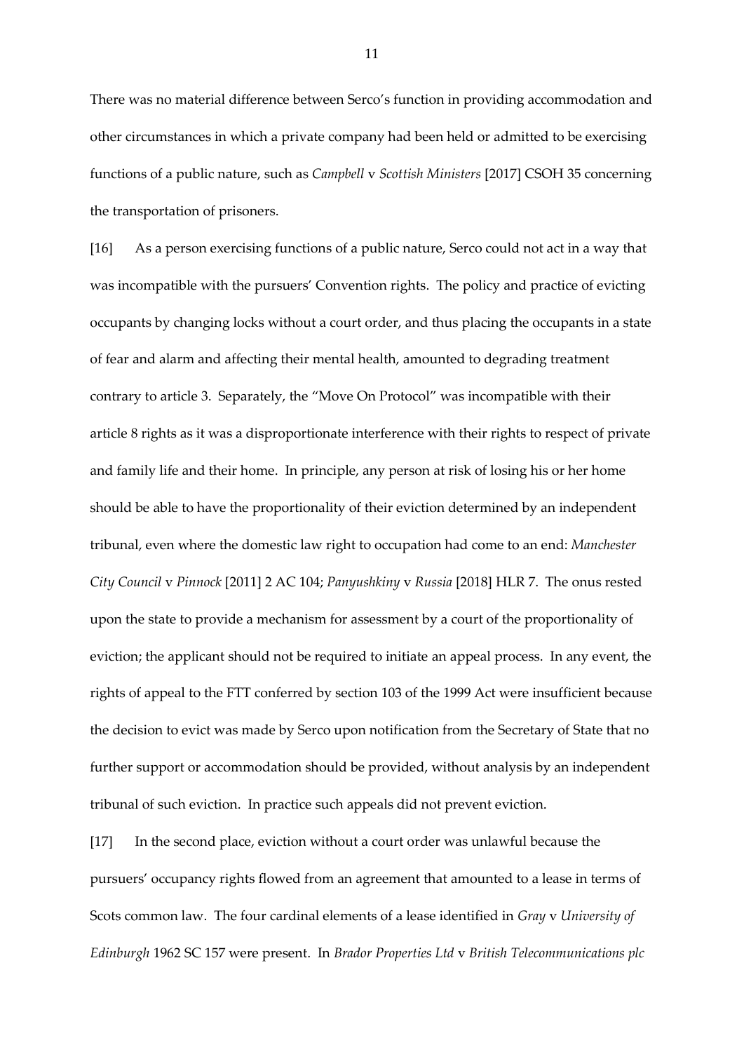There was no material difference between Serco's function in providing accommodation and other circumstances in which a private company had been held or admitted to be exercising functions of a public nature, such as *Campbell* v *Scottish Ministers* [2017] CSOH 35 concerning the transportation of prisoners.

[16] As a person exercising functions of a public nature, Serco could not act in a way that was incompatible with the pursuers' Convention rights. The policy and practice of evicting occupants by changing locks without a court order, and thus placing the occupants in a state of fear and alarm and affecting their mental health, amounted to degrading treatment contrary to article 3. Separately, the "Move On Protocol" was incompatible with their article 8 rights as it was a disproportionate interference with their rights to respect of private and family life and their home. In principle, any person at risk of losing his or her home should be able to have the proportionality of their eviction determined by an independent tribunal, even where the domestic law right to occupation had come to an end: *Manchester City Council* v *Pinnock* [2011] 2 AC 104; *Panyushkiny* v *Russia* [2018] HLR 7. The onus rested upon the state to provide a mechanism for assessment by a court of the proportionality of eviction; the applicant should not be required to initiate an appeal process. In any event, the rights of appeal to the FTT conferred by section 103 of the 1999 Act were insufficient because the decision to evict was made by Serco upon notification from the Secretary of State that no further support or accommodation should be provided, without analysis by an independent tribunal of such eviction. In practice such appeals did not prevent eviction.

[17] In the second place, eviction without a court order was unlawful because the pursuers' occupancy rights flowed from an agreement that amounted to a lease in terms of Scots common law. The four cardinal elements of a lease identified in *Gray* v *University of Edinburgh* 1962 SC 157 were present. In *Brador Properties Ltd* v *British Telecommunications plc*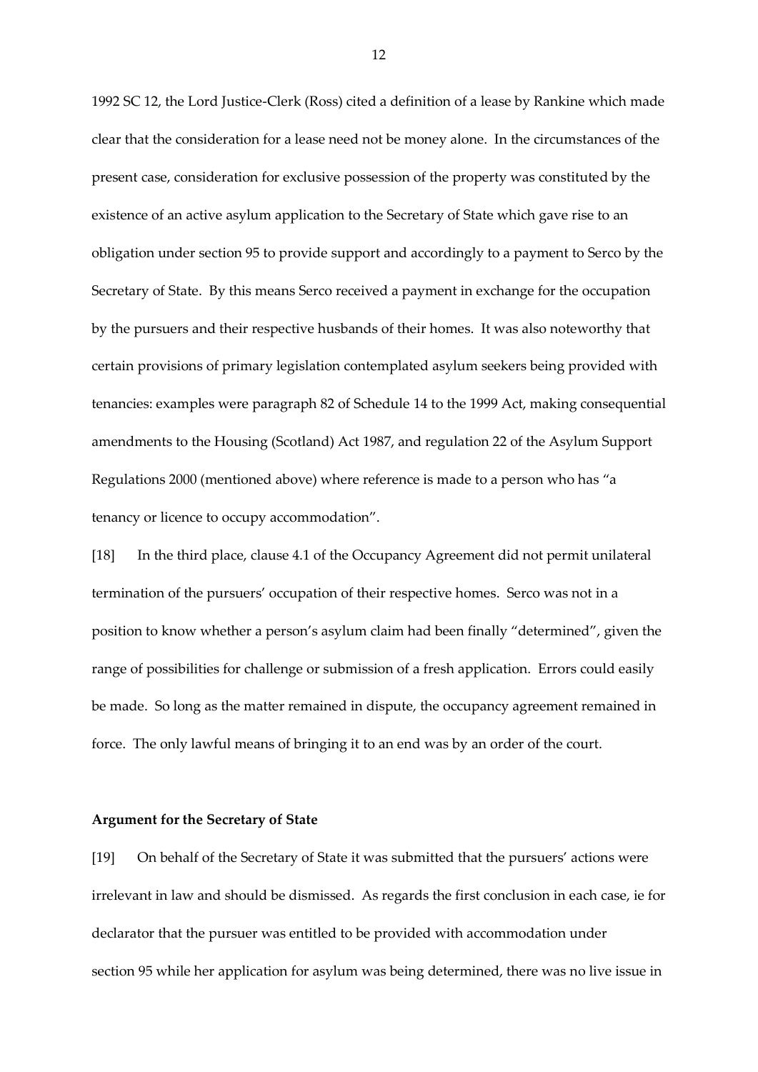1992 SC 12, the Lord Justice-Clerk (Ross) cited a definition of a lease by Rankine which made clear that the consideration for a lease need not be money alone. In the circumstances of the present case, consideration for exclusive possession of the property was constituted by the existence of an active asylum application to the Secretary of State which gave rise to an obligation under section 95 to provide support and accordingly to a payment to Serco by the Secretary of State. By this means Serco received a payment in exchange for the occupation by the pursuers and their respective husbands of their homes. It was also noteworthy that certain provisions of primary legislation contemplated asylum seekers being provided with tenancies: examples were paragraph 82 of Schedule 14 to the 1999 Act, making consequential amendments to the Housing (Scotland) Act 1987, and regulation 22 of the Asylum Support Regulations 2000 (mentioned above) where reference is made to a person who has "a tenancy or licence to occupy accommodation".

[18] In the third place, clause 4.1 of the Occupancy Agreement did not permit unilateral termination of the pursuers' occupation of their respective homes. Serco was not in a position to know whether a person's asylum claim had been finally "determined", given the range of possibilities for challenge or submission of a fresh application. Errors could easily be made. So long as the matter remained in dispute, the occupancy agreement remained in force. The only lawful means of bringing it to an end was by an order of the court.

**Argument for the Secretary of State**

[19] On behalf of the Secretary of State it was submitted that the pursuers' actions were irrelevant in law and should be dismissed. As regards the first conclusion in each case, ie for declarator that the pursuer was entitled to be provided with accommodation under section 95 while her application for asylum was being determined, there was no live issue in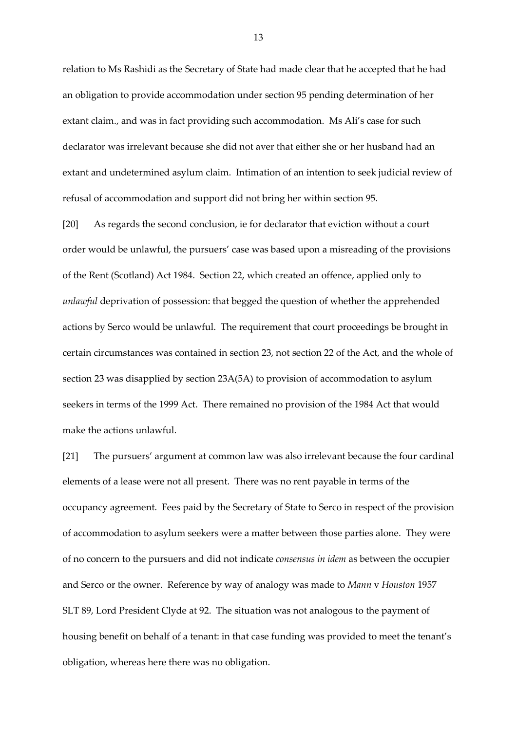relation to Ms Rashidi as the Secretary of State had made clear that he accepted that he had an obligation to provide accommodation under section 95 pending determination of her extant claim., and was in fact providing such accommodation. Ms Ali's case for such declarator was irrelevant because she did not aver that either she or her husband had an extant and undetermined asylum claim. Intimation of an intention to seek judicial review of refusal of accommodation and support did not bring her within section 95.

[20] As regards the second conclusion, ie for declarator that eviction without a court order would be unlawful, the pursuers' case was based upon a misreading of the provisions of the Rent (Scotland) Act 1984. Section 22, which created an offence, applied only to *unlawful* deprivation of possession: that begged the question of whether the apprehended actions by Serco would be unlawful. The requirement that court proceedings be brought in certain circumstances was contained in section 23, not section 22 of the Act, and the whole of section 23 was disapplied by section 23A(5A) to provision of accommodation to asylum seekers in terms of the 1999 Act. There remained no provision of the 1984 Act that would make the actions unlawful.

[21] The pursuers' argument at common law was also irrelevant because the four cardinal elements of a lease were not all present. There was no rent payable in terms of the occupancy agreement. Fees paid by the Secretary of State to Serco in respect of the provision of accommodation to asylum seekers were a matter between those parties alone. They were of no concern to the pursuers and did not indicate *consensus in idem* as between the occupier and Serco or the owner. Reference by way of analogy was made to *Mann* v *Houston* 1957 SLT 89, Lord President Clyde at 92. The situation was not analogous to the payment of housing benefit on behalf of a tenant: in that case funding was provided to meet the tenant's obligation, whereas here there was no obligation.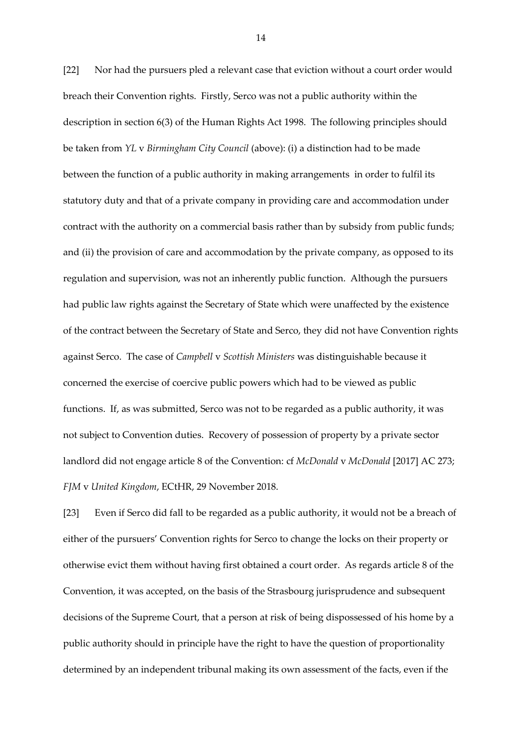[22] Nor had the pursuers pled a relevant case that eviction without a court order would breach their Convention rights. Firstly, Serco was not a public authority within the description in section 6(3) of the Human Rights Act 1998. The following principles should be taken from *YL* v *Birmingham City Council* (above): (i) a distinction had to be made between the function of a public authority in making arrangements in order to fulfil its statutory duty and that of a private company in providing care and accommodation under contract with the authority on a commercial basis rather than by subsidy from public funds; and (ii) the provision of care and accommodation by the private company, as opposed to its regulation and supervision, was not an inherently public function. Although the pursuers had public law rights against the Secretary of State which were unaffected by the existence of the contract between the Secretary of State and Serco, they did not have Convention rights against Serco. The case of *Campbell* v *Scottish Ministers* was distinguishable because it concerned the exercise of coercive public powers which had to be viewed as public functions. If, as was submitted, Serco was not to be regarded as a public authority, it was not subject to Convention duties. Recovery of possession of property by a private sector landlord did not engage article 8 of the Convention: cf *McDonald* v *McDonald* [2017] AC 273; *FJM* v *United Kingdom*, ECtHR, 29 November 2018.

[23] Even if Serco did fall to be regarded as a public authority, it would not be a breach of either of the pursuers' Convention rights for Serco to change the locks on their property or otherwise evict them without having first obtained a court order. As regards article 8 of the Convention, it was accepted, on the basis of the Strasbourg jurisprudence and subsequent decisions of the Supreme Court, that a person at risk of being dispossessed of his home by a public authority should in principle have the right to have the question of proportionality determined by an independent tribunal making its own assessment of the facts, even if the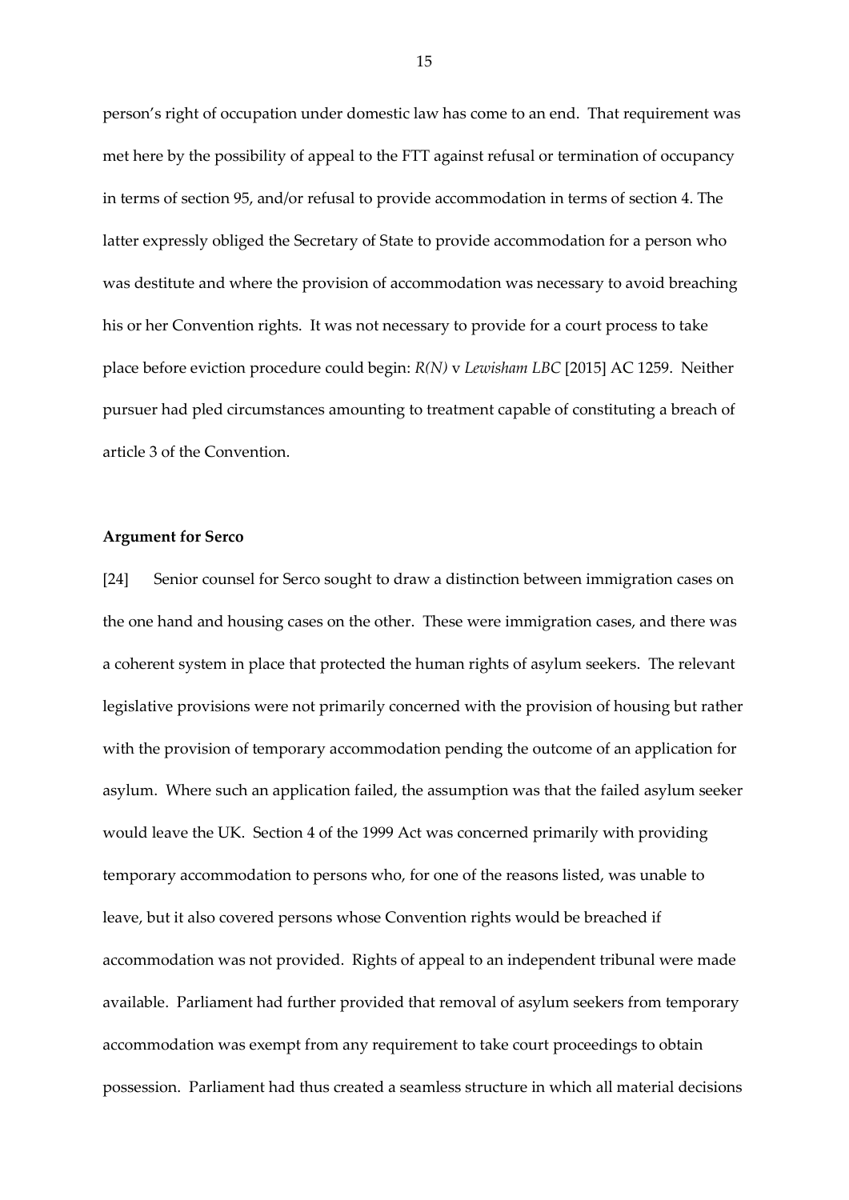person's right of occupation under domestic law has come to an end. That requirement was met here by the possibility of appeal to the FTT against refusal or termination of occupancy in terms of section 95, and/or refusal to provide accommodation in terms of section 4. The latter expressly obliged the Secretary of State to provide accommodation for a person who was destitute and where the provision of accommodation was necessary to avoid breaching his or her Convention rights. It was not necessary to provide for a court process to take place before eviction procedure could begin: *R(N)* v *Lewisham LBC* [2015] AC 1259. Neither pursuer had pled circumstances amounting to treatment capable of constituting a breach of article 3 of the Convention.

**Argument for Serco**

[24] Senior counsel for Serco sought to draw a distinction between immigration cases on the one hand and housing cases on the other. These were immigration cases, and there was a coherent system in place that protected the human rights of asylum seekers. The relevant legislative provisions were not primarily concerned with the provision of housing but rather with the provision of temporary accommodation pending the outcome of an application for asylum. Where such an application failed, the assumption was that the failed asylum seeker would leave the UK. Section 4 of the 1999 Act was concerned primarily with providing temporary accommodation to persons who, for one of the reasons listed, was unable to leave, but it also covered persons whose Convention rights would be breached if accommodation was not provided. Rights of appeal to an independent tribunal were made available. Parliament had further provided that removal of asylum seekers from temporary accommodation was exempt from any requirement to take court proceedings to obtain possession. Parliament had thus created a seamless structure in which all material decisions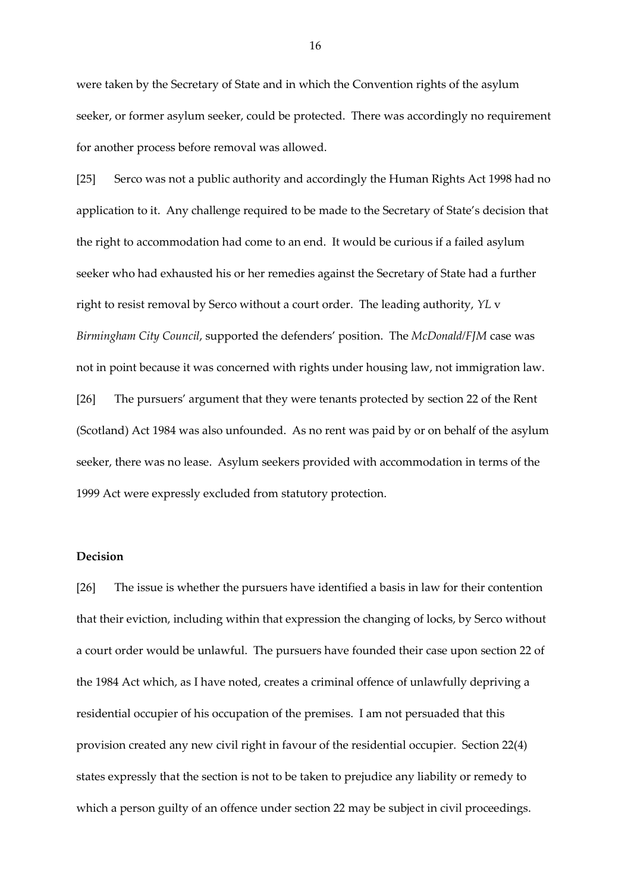were taken by the Secretary of State and in which the Convention rights of the asylum seeker, or former asylum seeker, could be protected. There was accordingly no requirement for another process before removal was allowed.

[25] Serco was not a public authority and accordingly the Human Rights Act 1998 had no application to it. Any challenge required to be made to the Secretary of State's decision that the right to accommodation had come to an end. It would be curious if a failed asylum seeker who had exhausted his or her remedies against the Secretary of State had a further right to resist removal by Serco without a court order. The leading authority, *YL* v *Birmingham City Council*, supported the defenders' position. The *McDonald/FJM* case was not in point because it was concerned with rights under housing law, not immigration law.

[26] The pursuers' argument that they were tenants protected by section 22 of the Rent (Scotland) Act 1984 was also unfounded. As no rent was paid by or on behalf of the asylum seeker, there was no lease. Asylum seekers provided with accommodation in terms of the 1999 Act were expressly excluded from statutory protection.

**Decision**

[26] The issue is whether the pursuers have identified a basis in law for their contention that their eviction, including within that expression the changing of locks, by Serco without a court order would be unlawful. The pursuers have founded their case upon section 22 of the 1984 Act which, as I have noted, creates a criminal offence of unlawfully depriving a residential occupier of his occupation of the premises. I am not persuaded that this provision created any new civil right in favour of the residential occupier. Section 22(4) states expressly that the section is not to be taken to prejudice any liability or remedy to which a person guilty of an offence under section 22 may be subject in civil proceedings.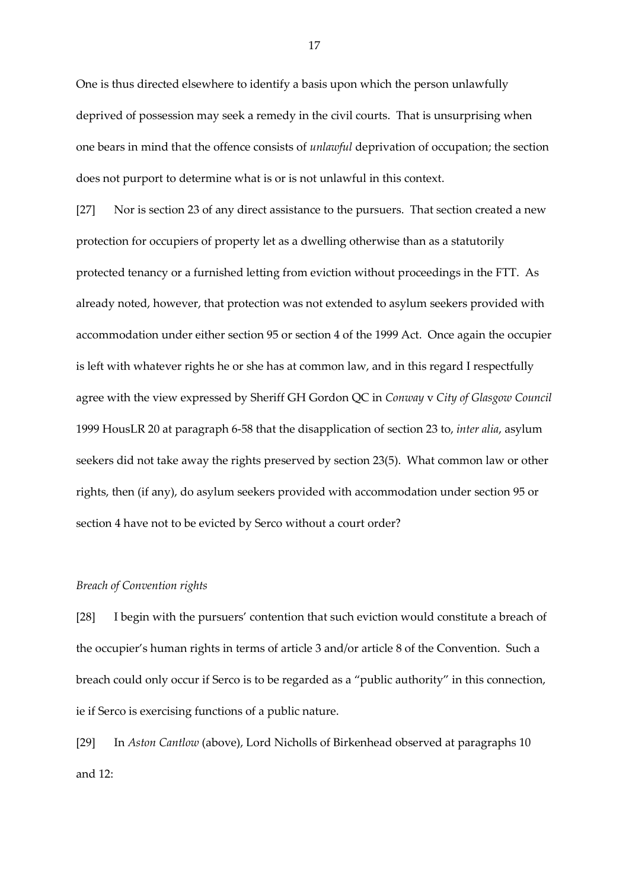One is thus directed elsewhere to identify a basis upon which the person unlawfully deprived of possession may seek a remedy in the civil courts. That is unsurprising when one bears in mind that the offence consists of *unlawful* deprivation of occupation; the section does not purport to determine what is or is not unlawful in this context.

[27] Nor is section 23 of any direct assistance to the pursuers. That section created a new protection for occupiers of property let as a dwelling otherwise than as a statutorily protected tenancy or a furnished letting from eviction without proceedings in the FTT. As already noted, however, that protection was not extended to asylum seekers provided with accommodation under either section 95 or section 4 of the 1999 Act. Once again the occupier is left with whatever rights he or she has at common law, and in this regard I respectfully agree with the view expressed by Sheriff GH Gordon QC in *Conway* v *City of Glasgow Council* 1999 HousLR 20 at paragraph 6-58 that the disapplication of section 23 to, *inter alia*, asylum seekers did not take away the rights preserved by section 23(5). What common law or other rights, then (if any), do asylum seekers provided with accommodation under section 95 or section 4 have not to be evicted by Serco without a court order?

*Breach of Convention rights*

[28] I begin with the pursuers' contention that such eviction would constitute a breach of the occupier's human rights in terms of article 3 and/or article 8 of the Convention. Such a breach could only occur if Serco is to be regarded as a "public authority" in this connection, ie if Serco is exercising functions of a public nature.

[29] In *Aston Cantlow* (above), Lord Nicholls of Birkenhead observed at paragraphs 10 and 12: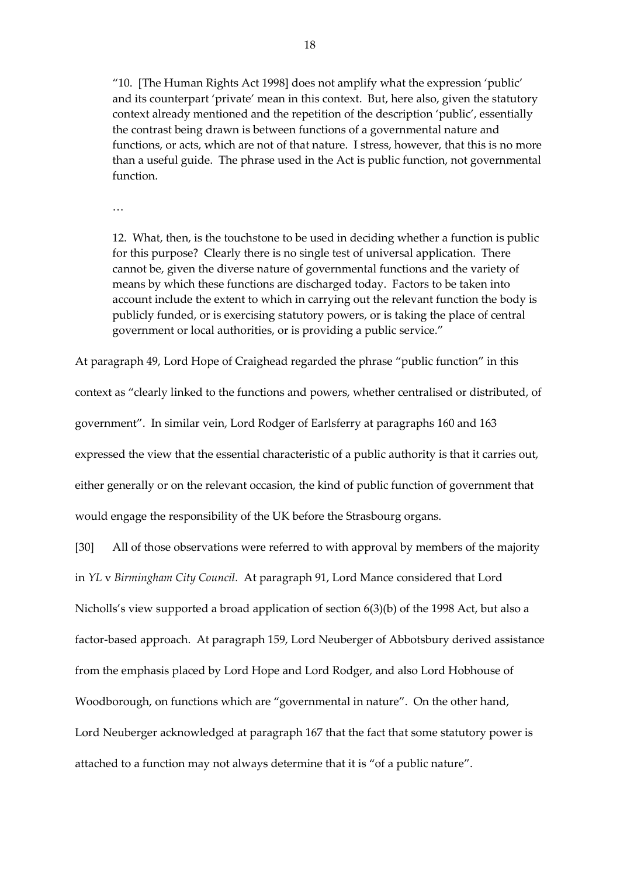> "10. [The Human Rights Act 1998] does not amplify what the expression 'public' and its counterpart 'private' mean in this context. But, here also, given the statutory context already mentioned and the repetition of the description 'public', essentially the contrast being drawn is between functions of a governmental nature and functions, or acts, which are not of that nature. I stress, however, that this is no more than a useful guide. The phrase used in the Act is public function, not governmental function.
>
> …
>
> 12. What, then, is the touchstone to be used in deciding whether a function is public for this purpose? Clearly there is no single test of universal application. There cannot be, given the diverse nature of governmental functions and the variety of means by which these functions are discharged today. Factors to be taken into account include the extent to which in carrying out the relevant function the body is publicly funded, or is exercising statutory powers, or is taking the place of central government or local authorities, or is providing a public service."

At paragraph 49, Lord Hope of Craighead regarded the phrase "public function" in this context as "clearly linked to the functions and powers, whether centralised or distributed, of government". In similar vein, Lord Rodger of Earlsferry at paragraphs 160 and 163 expressed the view that the essential characteristic of a public authority is that it carries out, either generally or on the relevant occasion, the kind of public function of government that would engage the responsibility of the UK before the Strasbourg organs.

[30] All of those observations were referred to with approval by members of the majority in *YL* v *Birmingham City Council*. At paragraph 91, Lord Mance considered that Lord Nicholls's view supported a broad application of section 6(3)(b) of the 1998 Act, but also a factor-based approach. At paragraph 159, Lord Neuberger of Abbotsbury derived assistance from the emphasis placed by Lord Hope and Lord Rodger, and also Lord Hobhouse of Woodborough, on functions which are "governmental in nature". On the other hand, Lord Neuberger acknowledged at paragraph 167 that the fact that some statutory power is attached to a function may not always determine that it is "of a public nature".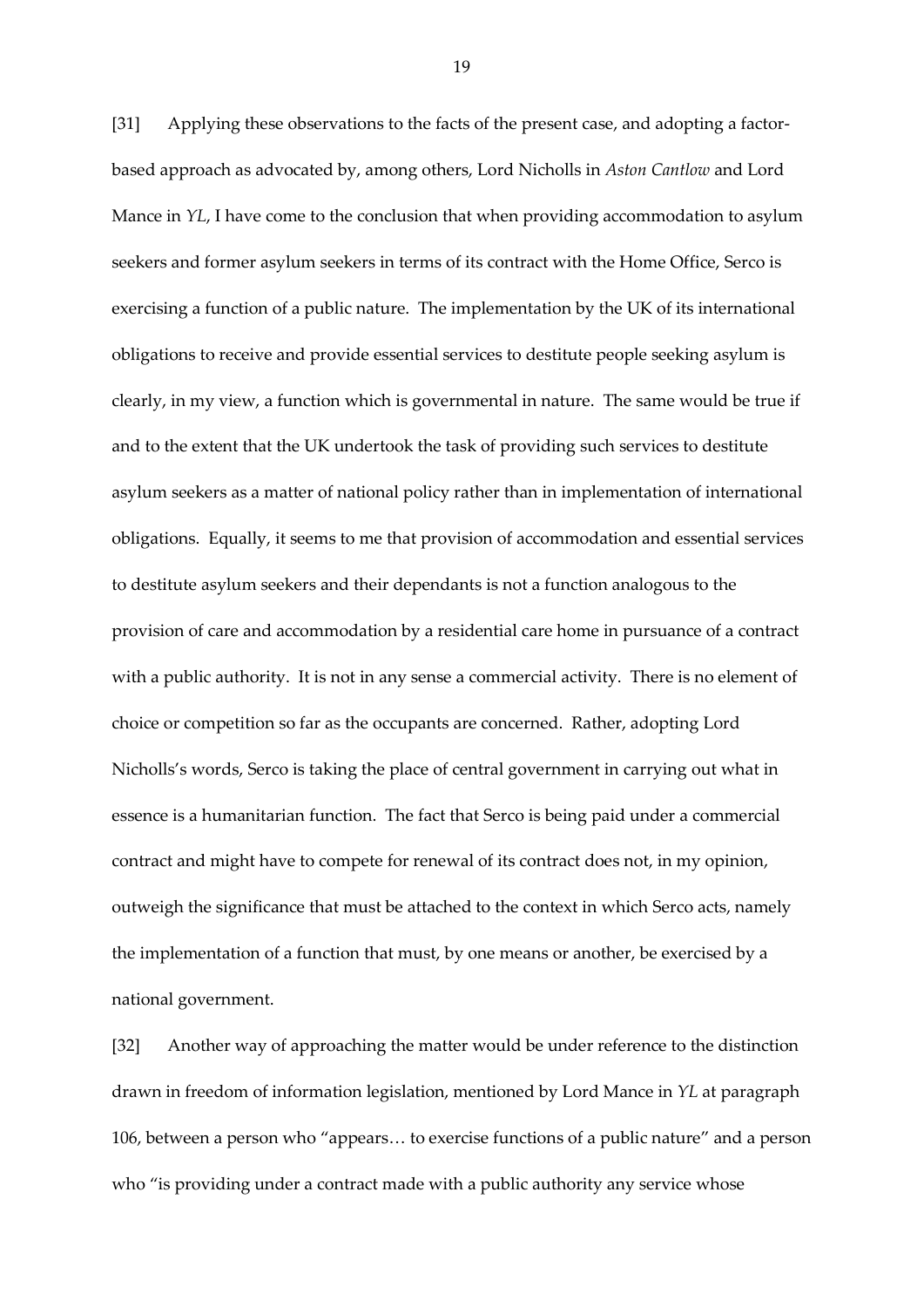[31] Applying these observations to the facts of the present case, and adopting a factor-based approach as advocated by, among others, Lord Nicholls in *Aston Cantlow* and Lord Mance in *YL*, I have come to the conclusion that when providing accommodation to asylum seekers and former asylum seekers in terms of its contract with the Home Office, Serco is exercising a function of a public nature. The implementation by the UK of its international obligations to receive and provide essential services to destitute people seeking asylum is clearly, in my view, a function which is governmental in nature. The same would be true if and to the extent that the UK undertook the task of providing such services to destitute asylum seekers as a matter of national policy rather than in implementation of international obligations. Equally, it seems to me that provision of accommodation and essential services to destitute asylum seekers and their dependants is not a function analogous to the provision of care and accommodation by a residential care home in pursuance of a contract with a public authority. It is not in any sense a commercial activity. There is no element of choice or competition so far as the occupants are concerned. Rather, adopting Lord Nicholls's words, Serco is taking the place of central government in carrying out what in essence is a humanitarian function. The fact that Serco is being paid under a commercial contract and might have to compete for renewal of its contract does not, in my opinion, outweigh the significance that must be attached to the context in which Serco acts, namely the implementation of a function that must, by one means or another, be exercised by a national government.

[32] Another way of approaching the matter would be under reference to the distinction drawn in freedom of information legislation, mentioned by Lord Mance in *YL* at paragraph 106, between a person who "appears… to exercise functions of a public nature" and a person who "is providing under a contract made with a public authority any service whose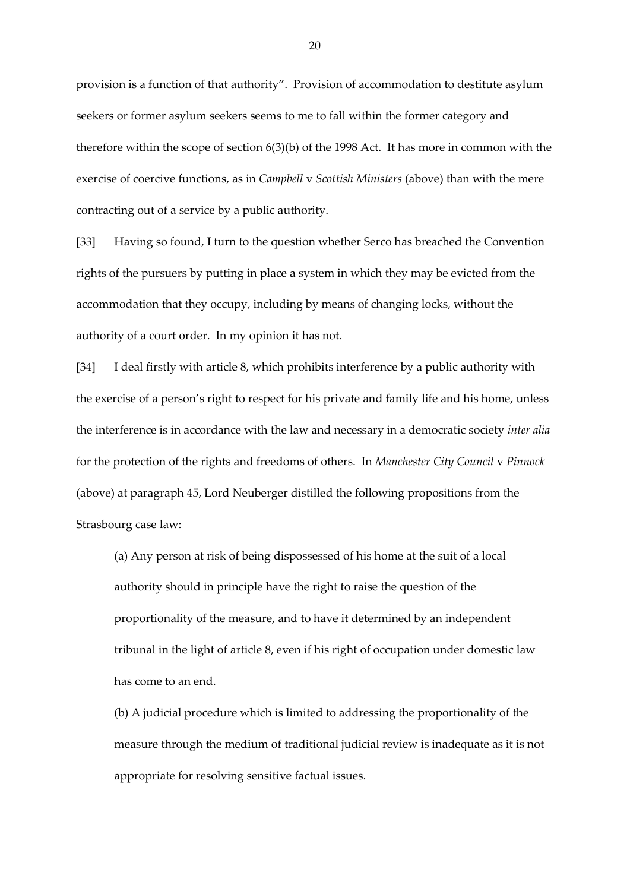provision is a function of that authority". Provision of accommodation to destitute asylum seekers or former asylum seekers seems to me to fall within the former category and therefore within the scope of section 6(3)(b) of the 1998 Act. It has more in common with the exercise of coercive functions, as in *Campbell* v *Scottish Ministers* (above) than with the mere contracting out of a service by a public authority.

[33] Having so found, I turn to the question whether Serco has breached the Convention rights of the pursuers by putting in place a system in which they may be evicted from the accommodation that they occupy, including by means of changing locks, without the authority of a court order. In my opinion it has not.

[34] I deal firstly with article 8, which prohibits interference by a public authority with the exercise of a person's right to respect for his private and family life and his home, unless the interference is in accordance with the law and necessary in a democratic society *inter alia* for the protection of the rights and freedoms of others. In *Manchester City Council* v *Pinnock* (above) at paragraph 45, Lord Neuberger distilled the following propositions from the Strasbourg case law:

> (a) Any person at risk of being dispossessed of his home at the suit of a local authority should in principle have the right to raise the question of the proportionality of the measure, and to have it determined by an independent tribunal in the light of article 8, even if his right of occupation under domestic law has come to an end.
>
> (b) A judicial procedure which is limited to addressing the proportionality of the measure through the medium of traditional judicial review is inadequate as it is not appropriate for resolving sensitive factual issues.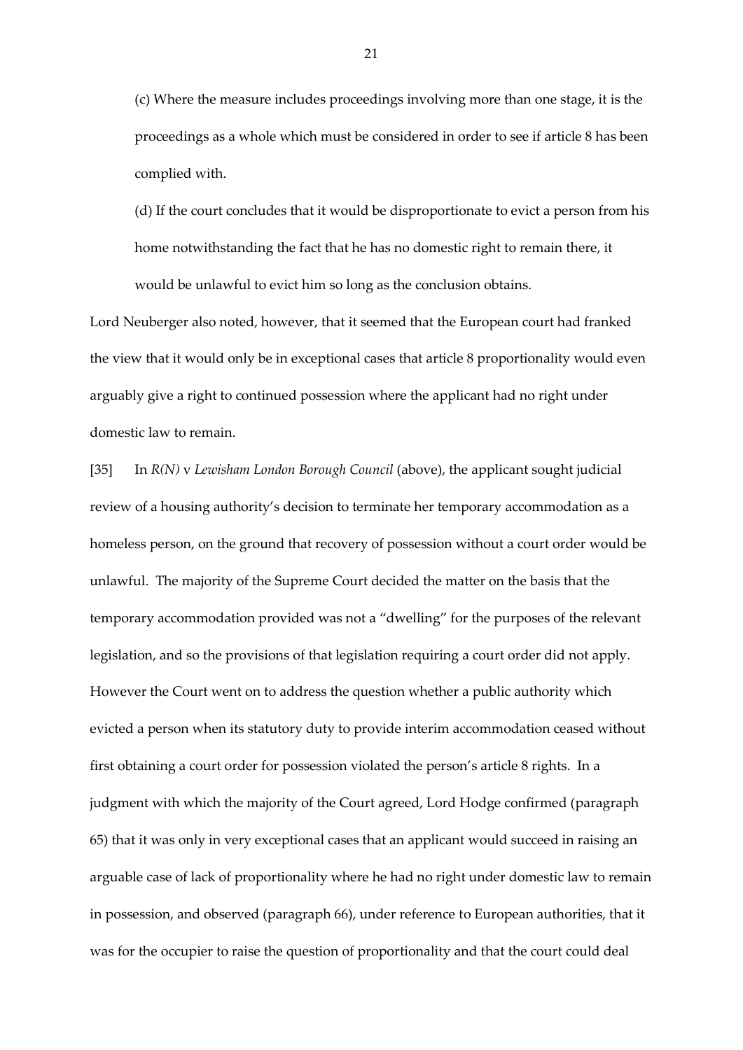(c) Where the measure includes proceedings involving more than one stage, it is the proceedings as a whole which must be considered in order to see if article 8 has been complied with.

(d) If the court concludes that it would be disproportionate to evict a person from his home notwithstanding the fact that he has no domestic right to remain there, it would be unlawful to evict him so long as the conclusion obtains.

Lord Neuberger also noted, however, that it seemed that the European court had franked the view that it would only be in exceptional cases that article 8 proportionality would even arguably give a right to continued possession where the applicant had no right under domestic law to remain.

[35] In *R(N)* v *Lewisham London Borough Council* (above), the applicant sought judicial review of a housing authority's decision to terminate her temporary accommodation as a homeless person, on the ground that recovery of possession without a court order would be unlawful. The majority of the Supreme Court decided the matter on the basis that the temporary accommodation provided was not a "dwelling" for the purposes of the relevant legislation, and so the provisions of that legislation requiring a court order did not apply. However the Court went on to address the question whether a public authority which evicted a person when its statutory duty to provide interim accommodation ceased without first obtaining a court order for possession violated the person's article 8 rights. In a judgment with which the majority of the Court agreed, Lord Hodge confirmed (paragraph 65) that it was only in very exceptional cases that an applicant would succeed in raising an arguable case of lack of proportionality where he had no right under domestic law to remain in possession, and observed (paragraph 66), under reference to European authorities, that it was for the occupier to raise the question of proportionality and that the court could deal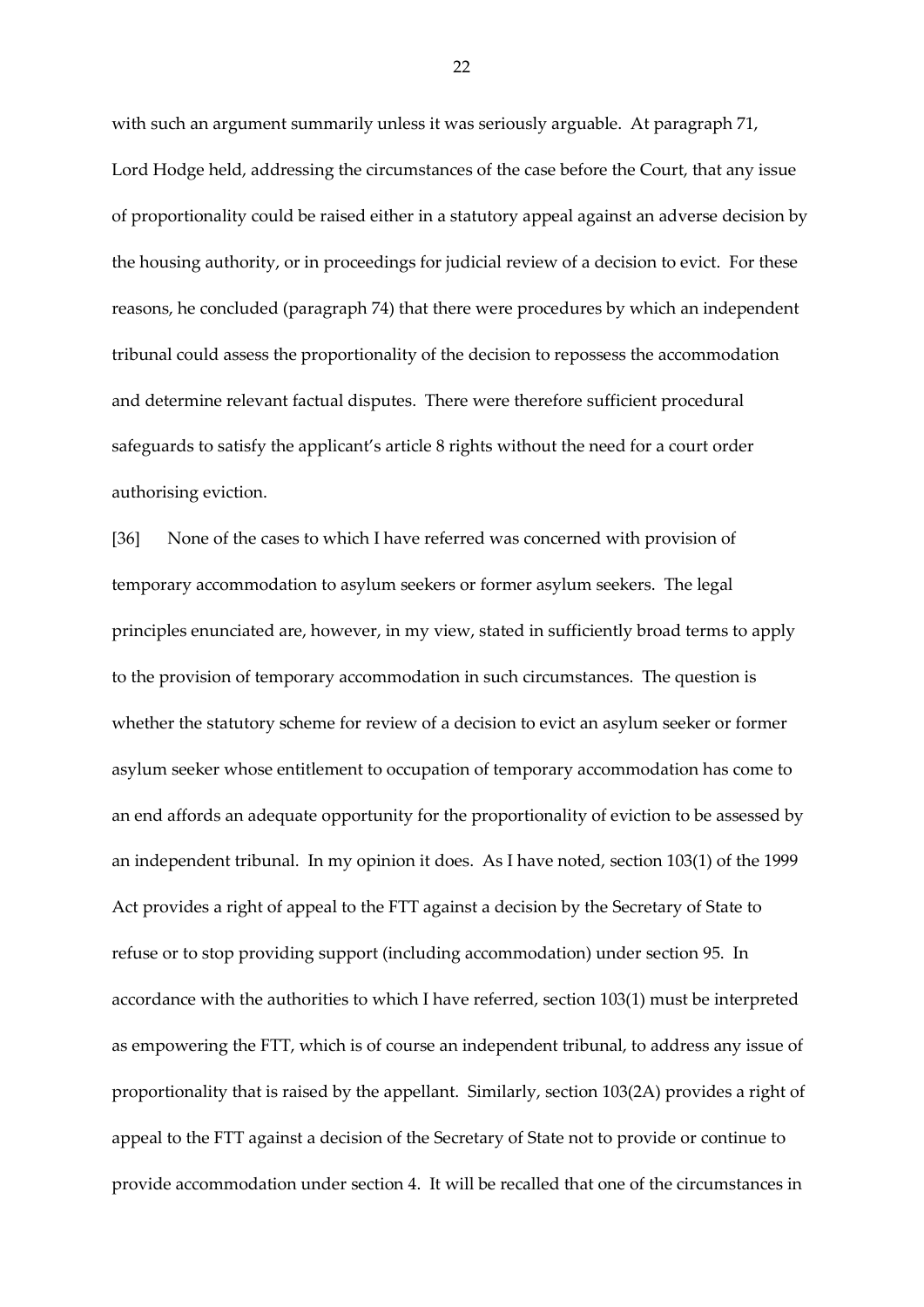with such an argument summarily unless it was seriously arguable. At paragraph 71, Lord Hodge held, addressing the circumstances of the case before the Court, that any issue of proportionality could be raised either in a statutory appeal against an adverse decision by the housing authority, or in proceedings for judicial review of a decision to evict. For these reasons, he concluded (paragraph 74) that there were procedures by which an independent tribunal could assess the proportionality of the decision to repossess the accommodation and determine relevant factual disputes. There were therefore sufficient procedural safeguards to satisfy the applicant's article 8 rights without the need for a court order authorising eviction.

[36] None of the cases to which I have referred was concerned with provision of temporary accommodation to asylum seekers or former asylum seekers. The legal principles enunciated are, however, in my view, stated in sufficiently broad terms to apply to the provision of temporary accommodation in such circumstances. The question is whether the statutory scheme for review of a decision to evict an asylum seeker or former asylum seeker whose entitlement to occupation of temporary accommodation has come to an end affords an adequate opportunity for the proportionality of eviction to be assessed by an independent tribunal. In my opinion it does. As I have noted, section 103(1) of the 1999 Act provides a right of appeal to the FTT against a decision by the Secretary of State to refuse or to stop providing support (including accommodation) under section 95. In accordance with the authorities to which I have referred, section 103(1) must be interpreted as empowering the FTT, which is of course an independent tribunal, to address any issue of proportionality that is raised by the appellant. Similarly, section 103(2A) provides a right of appeal to the FTT against a decision of the Secretary of State not to provide or continue to provide accommodation under section 4. It will be recalled that one of the circumstances in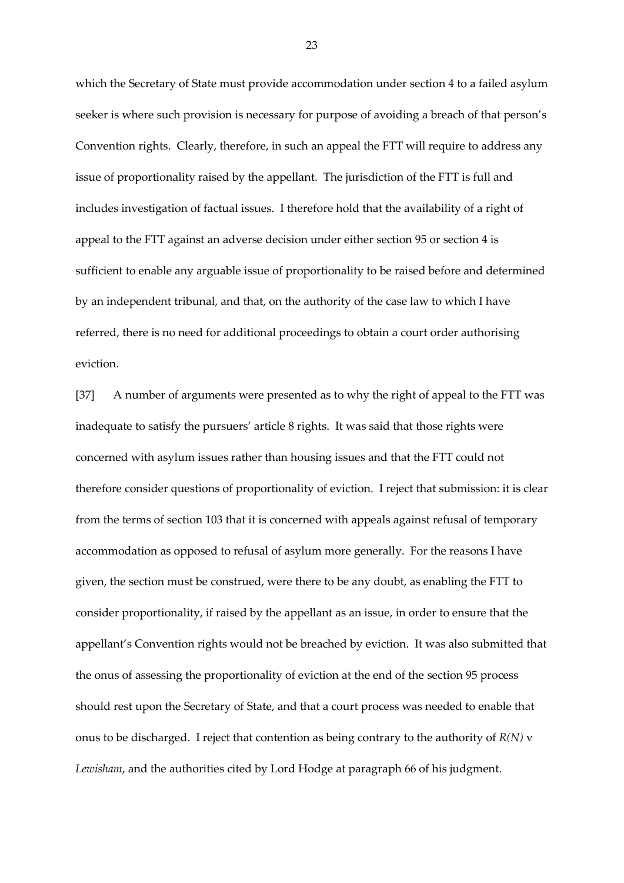which the Secretary of State must provide accommodation under section 4 to a failed asylum seeker is where such provision is necessary for purpose of avoiding a breach of that person's Convention rights. Clearly, therefore, in such an appeal the FTT will require to address any issue of proportionality raised by the appellant. The jurisdiction of the FTT is full and includes investigation of factual issues. I therefore hold that the availability of a right of appeal to the FTT against an adverse decision under either section 95 or section 4 is sufficient to enable any arguable issue of proportionality to be raised before and determined by an independent tribunal, and that, on the authority of the case law to which I have referred, there is no need for additional proceedings to obtain a court order authorising eviction.

[37] A number of arguments were presented as to why the right of appeal to the FTT was inadequate to satisfy the pursuers' article 8 rights. It was said that those rights were concerned with asylum issues rather than housing issues and that the FTT could not therefore consider questions of proportionality of eviction. I reject that submission: it is clear from the terms of section 103 that it is concerned with appeals against refusal of temporary accommodation as opposed to refusal of asylum more generally. For the reasons I have given, the section must be construed, were there to be any doubt, as enabling the FTT to consider proportionality, if raised by the appellant as an issue, in order to ensure that the appellant's Convention rights would not be breached by eviction. It was also submitted that the onus of assessing the proportionality of eviction at the end of the section 95 process should rest upon the Secretary of State, and that a court process was needed to enable that onus to be discharged. I reject that contention as being contrary to the authority of *R(N)* v *Lewisham*, and the authorities cited by Lord Hodge at paragraph 66 of his judgment.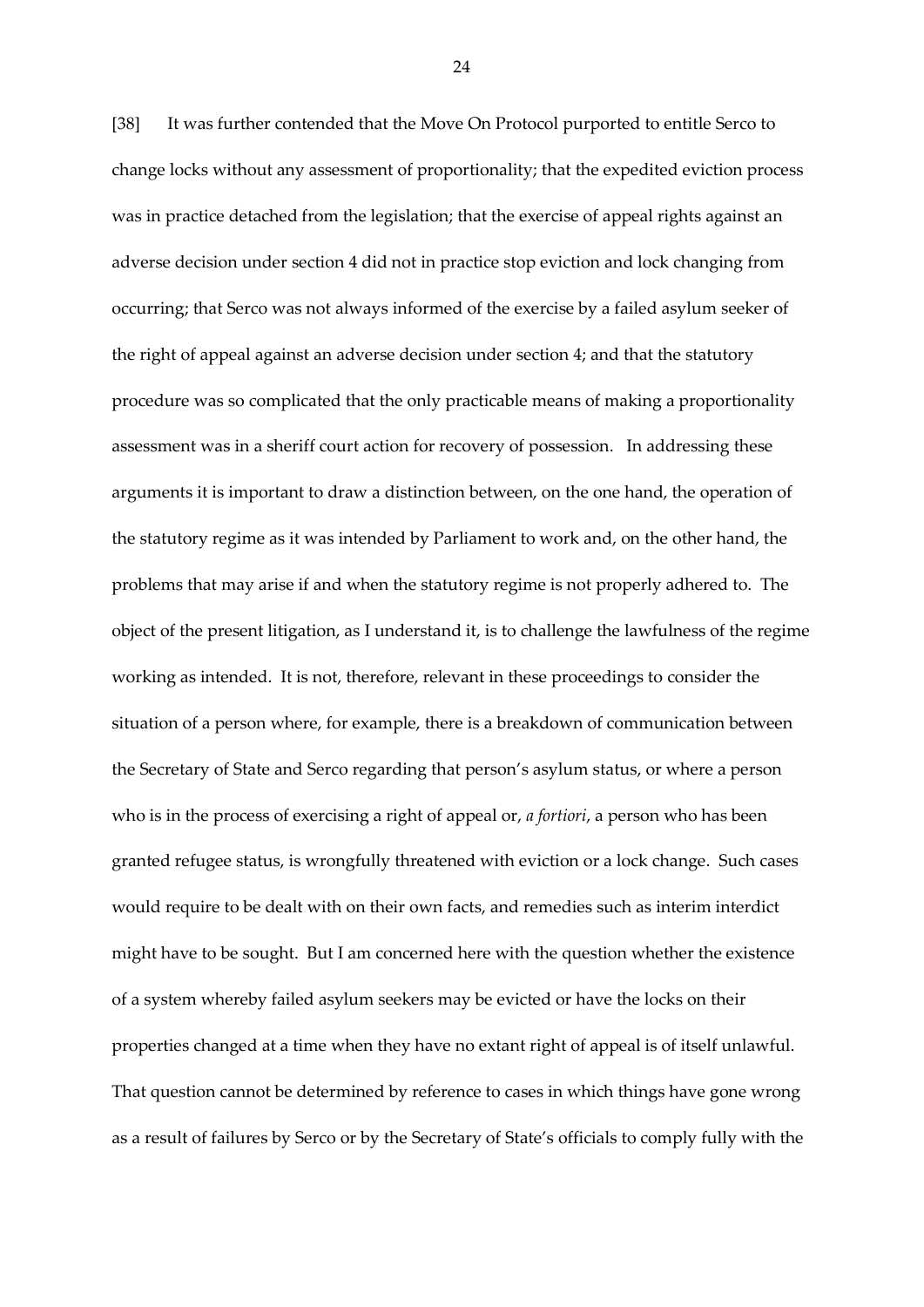[38] It was further contended that the Move On Protocol purported to entitle Serco to change locks without any assessment of proportionality; that the expedited eviction process was in practice detached from the legislation; that the exercise of appeal rights against an adverse decision under section 4 did not in practice stop eviction and lock changing from occurring; that Serco was not always informed of the exercise by a failed asylum seeker of the right of appeal against an adverse decision under section 4; and that the statutory procedure was so complicated that the only practicable means of making a proportionality assessment was in a sheriff court action for recovery of possession. In addressing these arguments it is important to draw a distinction between, on the one hand, the operation of the statutory regime as it was intended by Parliament to work and, on the other hand, the problems that may arise if and when the statutory regime is not properly adhered to. The object of the present litigation, as I understand it, is to challenge the lawfulness of the regime working as intended. It is not, therefore, relevant in these proceedings to consider the situation of a person where, for example, there is a breakdown of communication between the Secretary of State and Serco regarding that person's asylum status, or where a person who is in the process of exercising a right of appeal or, *a fortiori*, a person who has been granted refugee status, is wrongfully threatened with eviction or a lock change. Such cases would require to be dealt with on their own facts, and remedies such as interim interdict might have to be sought. But I am concerned here with the question whether the existence of a system whereby failed asylum seekers may be evicted or have the locks on their properties changed at a time when they have no extant right of appeal is of itself unlawful. That question cannot be determined by reference to cases in which things have gone wrong as a result of failures by Serco or by the Secretary of State's officials to comply fully with the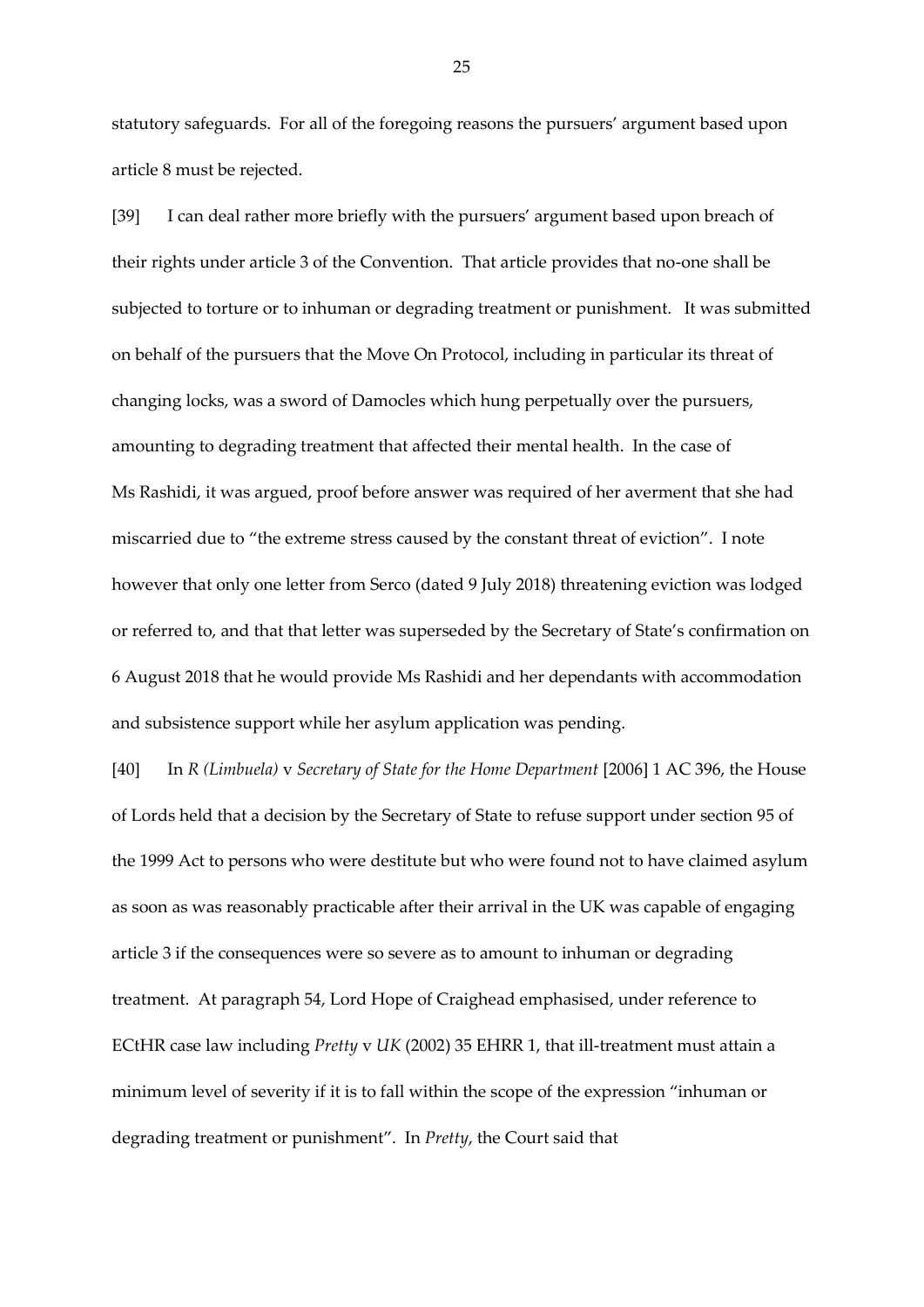statutory safeguards. For all of the foregoing reasons the pursuers' argument based upon article 8 must be rejected.

[39] I can deal rather more briefly with the pursuers' argument based upon breach of their rights under article 3 of the Convention. That article provides that no-one shall be subjected to torture or to inhuman or degrading treatment or punishment. It was submitted on behalf of the pursuers that the Move On Protocol, including in particular its threat of changing locks, was a sword of Damocles which hung perpetually over the pursuers, amounting to degrading treatment that affected their mental health. In the case of Ms Rashidi, it was argued, proof before answer was required of her averment that she had miscarried due to "the extreme stress caused by the constant threat of eviction". I note however that only one letter from Serco (dated 9 July 2018) threatening eviction was lodged or referred to, and that that letter was superseded by the Secretary of State's confirmation on 6 August 2018 that he would provide Ms Rashidi and her dependants with accommodation and subsistence support while her asylum application was pending.

[40] In *R (Limbuela)* v *Secretary of State for the Home Department* [2006] 1 AC 396, the House of Lords held that a decision by the Secretary of State to refuse support under section 95 of the 1999 Act to persons who were destitute but who were found not to have claimed asylum as soon as was reasonably practicable after their arrival in the UK was capable of engaging article 3 if the consequences were so severe as to amount to inhuman or degrading treatment. At paragraph 54, Lord Hope of Craighead emphasised, under reference to ECtHR case law including *Pretty* v *UK* (2002) 35 EHRR 1, that ill-treatment must attain a minimum level of severity if it is to fall within the scope of the expression "inhuman or degrading treatment or punishment". In *Pretty*, the Court said that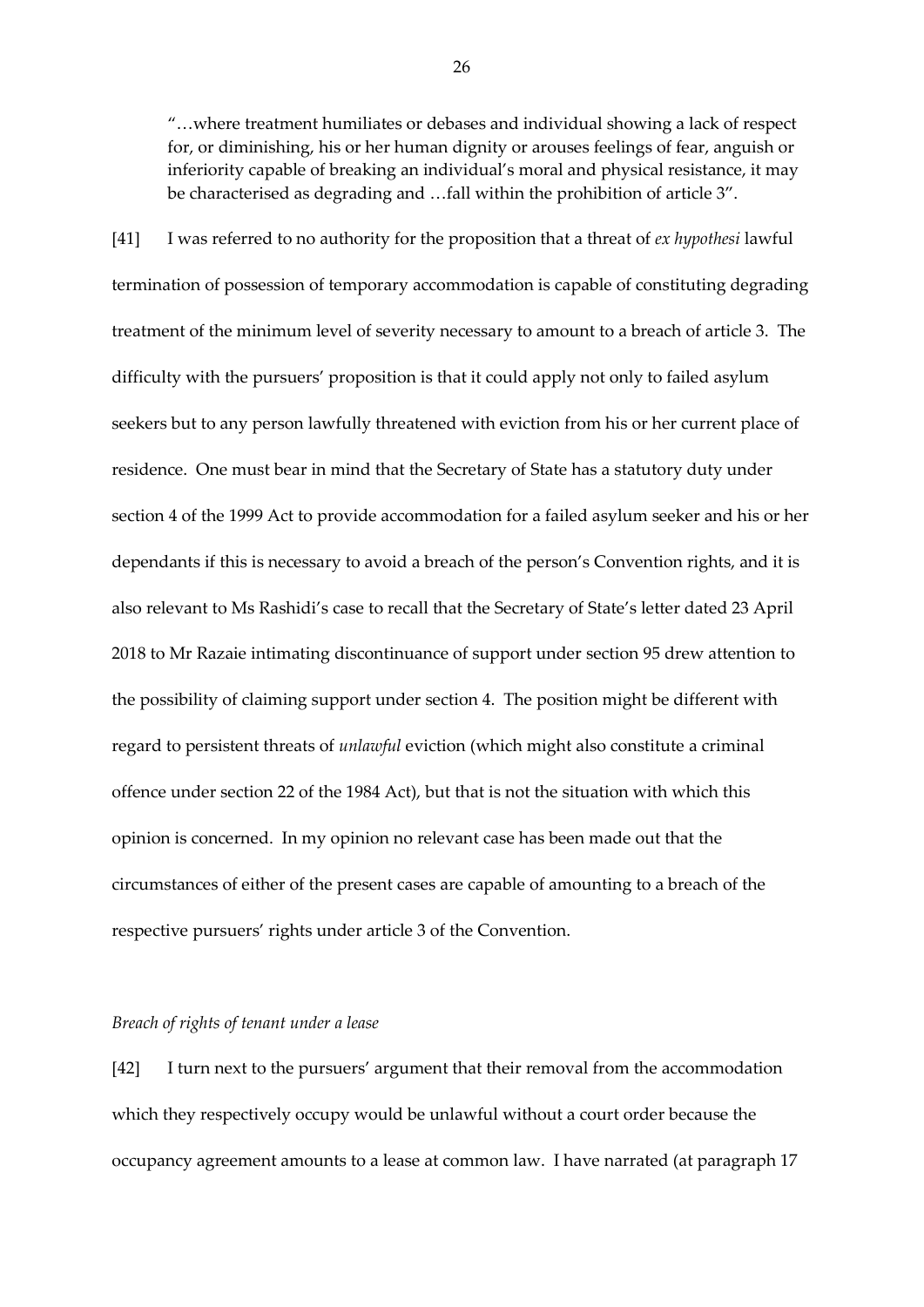"…where treatment humiliates or debases and individual showing a lack of respect for, or diminishing, his or her human dignity or arouses feelings of fear, anguish or inferiority capable of breaking an individual's moral and physical resistance, it may be characterised as degrading and …fall within the prohibition of article 3".

[41] I was referred to no authority for the proposition that a threat of *ex hypothesi* lawful termination of possession of temporary accommodation is capable of constituting degrading treatment of the minimum level of severity necessary to amount to a breach of article 3. The difficulty with the pursuers' proposition is that it could apply not only to failed asylum seekers but to any person lawfully threatened with eviction from his or her current place of residence. One must bear in mind that the Secretary of State has a statutory duty under section 4 of the 1999 Act to provide accommodation for a failed asylum seeker and his or her dependants if this is necessary to avoid a breach of the person's Convention rights, and it is also relevant to Ms Rashidi's case to recall that the Secretary of State's letter dated 23 April 2018 to Mr Razaie intimating discontinuance of support under section 95 drew attention to the possibility of claiming support under section 4. The position might be different with regard to persistent threats of *unlawful* eviction (which might also constitute a criminal offence under section 22 of the 1984 Act), but that is not the situation with which this opinion is concerned. In my opinion no relevant case has been made out that the circumstances of either of the present cases are capable of amounting to a breach of the respective pursuers' rights under article 3 of the Convention.

*Breach of rights of tenant under a lease*

[42] I turn next to the pursuers' argument that their removal from the accommodation which they respectively occupy would be unlawful without a court order because the occupancy agreement amounts to a lease at common law. I have narrated (at paragraph 17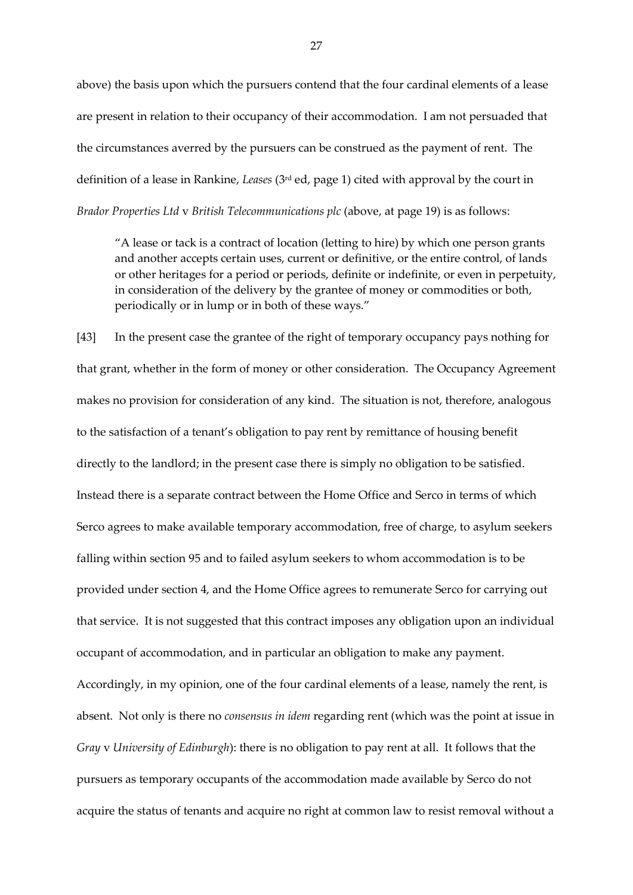above) the basis upon which the pursuers contend that the four cardinal elements of a lease are present in relation to their occupancy of their accommodation. I am not persuaded that the circumstances averred by the pursuers can be construed as the payment of rent. The definition of a lease in Rankine, *Leases* (3rd ed, page 1) cited with approval by the court in *Brador Properties Ltd* v *British Telecommunications plc* (above, at page 19) is as follows:

> "A lease or tack is a contract of location (letting to hire) by which one person grants and another accepts certain uses, current or definitive, or the entire control, of lands or other heritages for a period or periods, definite or indefinite, or even in perpetuity, in consideration of the delivery by the grantee of money or commodities or both, periodically or in lump or in both of these ways."

[43] In the present case the grantee of the right of temporary occupancy pays nothing for that grant, whether in the form of money or other consideration. The Occupancy Agreement makes no provision for consideration of any kind. The situation is not, therefore, analogous to the satisfaction of a tenant's obligation to pay rent by remittance of housing benefit directly to the landlord; in the present case there is simply no obligation to be satisfied. Instead there is a separate contract between the Home Office and Serco in terms of which Serco agrees to make available temporary accommodation, free of charge, to asylum seekers falling within section 95 and to failed asylum seekers to whom accommodation is to be provided under section 4, and the Home Office agrees to remunerate Serco for carrying out that service. It is not suggested that this contract imposes any obligation upon an individual occupant of accommodation, and in particular an obligation to make any payment. Accordingly, in my opinion, one of the four cardinal elements of a lease, namely the rent, is absent. Not only is there no *consensus in idem* regarding rent (which was the point at issue in *Gray* v *University of Edinburgh*): there is no obligation to pay rent at all. It follows that the pursuers as temporary occupants of the accommodation made available by Serco do not acquire the status of tenants and acquire no right at common law to resist removal without a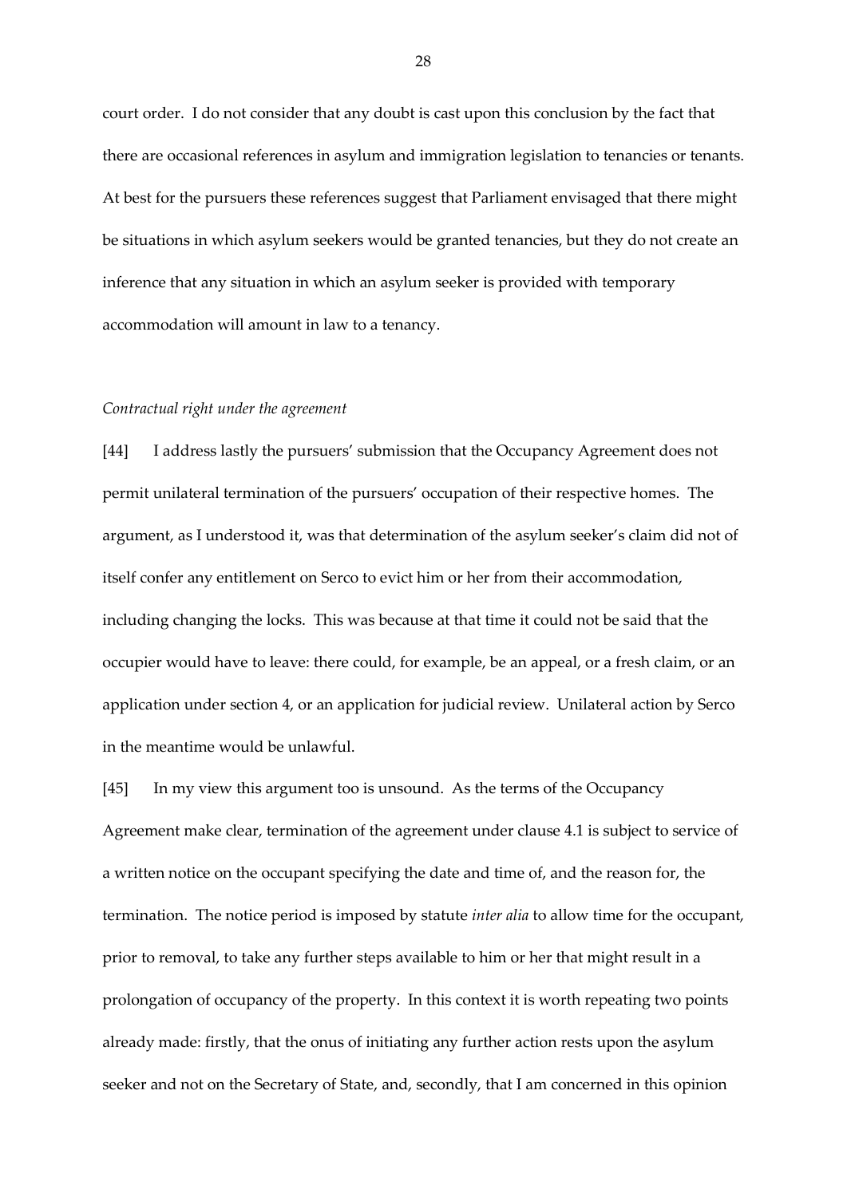court order. I do not consider that any doubt is cast upon this conclusion by the fact that there are occasional references in asylum and immigration legislation to tenancies or tenants. At best for the pursuers these references suggest that Parliament envisaged that there might be situations in which asylum seekers would be granted tenancies, but they do not create an inference that any situation in which an asylum seeker is provided with temporary accommodation will amount in law to a tenancy.

*Contractual right under the agreement*

[44] I address lastly the pursuers' submission that the Occupancy Agreement does not permit unilateral termination of the pursuers' occupation of their respective homes. The argument, as I understood it, was that determination of the asylum seeker's claim did not of itself confer any entitlement on Serco to evict him or her from their accommodation, including changing the locks. This was because at that time it could not be said that the occupier would have to leave: there could, for example, be an appeal, or a fresh claim, or an application under section 4, or an application for judicial review. Unilateral action by Serco in the meantime would be unlawful.

[45] In my view this argument too is unsound. As the terms of the Occupancy Agreement make clear, termination of the agreement under clause 4.1 is subject to service of a written notice on the occupant specifying the date and time of, and the reason for, the termination. The notice period is imposed by statute *inter alia* to allow time for the occupant, prior to removal, to take any further steps available to him or her that might result in a prolongation of occupancy of the property. In this context it is worth repeating two points already made: firstly, that the onus of initiating any further action rests upon the asylum seeker and not on the Secretary of State, and, secondly, that I am concerned in this opinion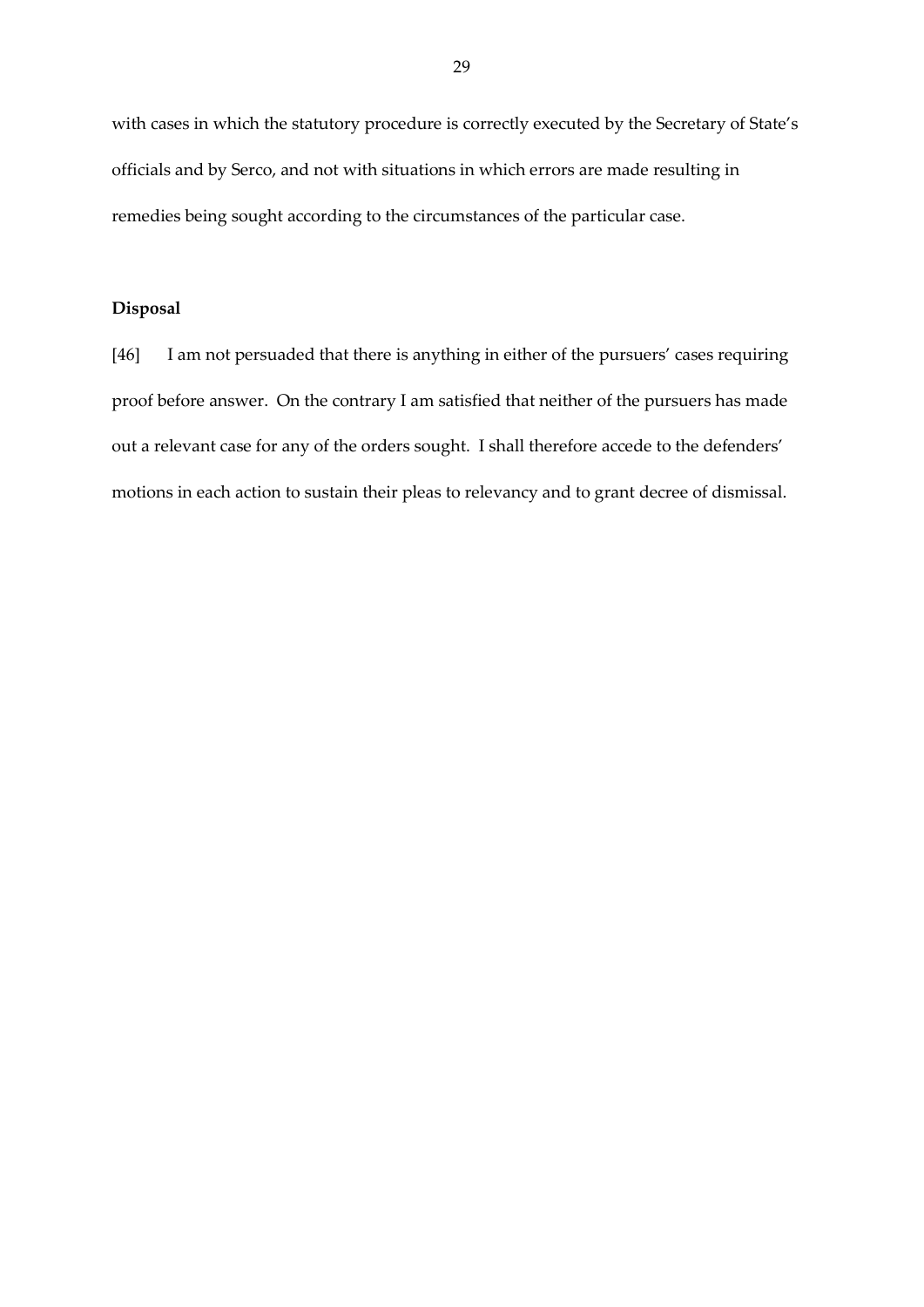with cases in which the statutory procedure is correctly executed by the Secretary of State's officials and by Serco, and not with situations in which errors are made resulting in remedies being sought according to the circumstances of the particular case.

## Disposal

[46] I am not persuaded that there is anything in either of the pursuers' cases requiring proof before answer. On the contrary I am satisfied that neither of the pursuers has made out a relevant case for any of the orders sought. I shall therefore accede to the defenders' motions in each action to sustain their pleas to relevancy and to grant decree of dismissal.